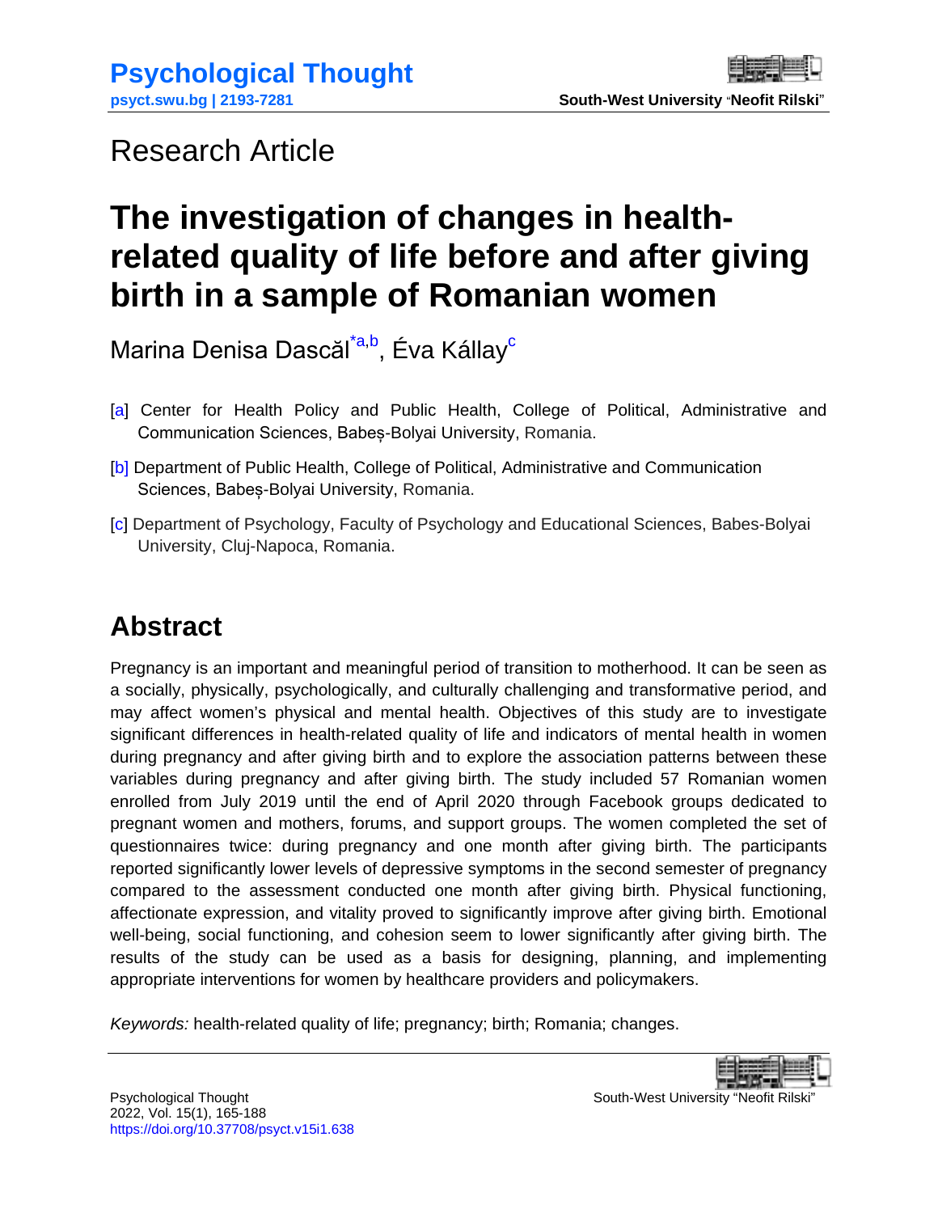Research Article

# The investigation of changes in health-related quality of life before and after giving birth in a sample of Romanian women

Marina Denisa Dascăl[*a,b], Éva Kállay[c]

[a] Center for Health Policy and Public Health, College of Political, Administrative and Communication Sciences, Babeș-Bolyai University, Romania.

[b] Department of Public Health, College of Political, Administrative and Communication Sciences, Babeș-Bolyai University, Romania.

[c] Department of Psychology, Faculty of Psychology and Educational Sciences, Babes-Bolyai University, Cluj-Napoca, Romania.

## Abstract

Pregnancy is an important and meaningful period of transition to motherhood. It can be seen as a socially, physically, psychologically, and culturally challenging and transformative period, and may affect women's physical and mental health. Objectives of this study are to investigate significant differences in health-related quality of life and indicators of mental health in women during pregnancy and after giving birth and to explore the association patterns between these variables during pregnancy and after giving birth. The study included 57 Romanian women enrolled from July 2019 until the end of April 2020 through Facebook groups dedicated to pregnant women and mothers, forums, and support groups. The women completed the set of questionnaires twice: during pregnancy and one month after giving birth. The participants reported significantly lower levels of depressive symptoms in the second semester of pregnancy compared to the assessment conducted one month after giving birth. Physical functioning, affectionate expression, and vitality proved to significantly improve after giving birth. Emotional well-being, social functioning, and cohesion seem to lower significantly after giving birth. The results of the study can be used as a basis for designing, planning, and implementing appropriate interventions for women by healthcare providers and policymakers.

*Keywords:* health-related quality of life; pregnancy; birth; Romania; changes.

https://doi.org/10.37708/psyct.v15i1.638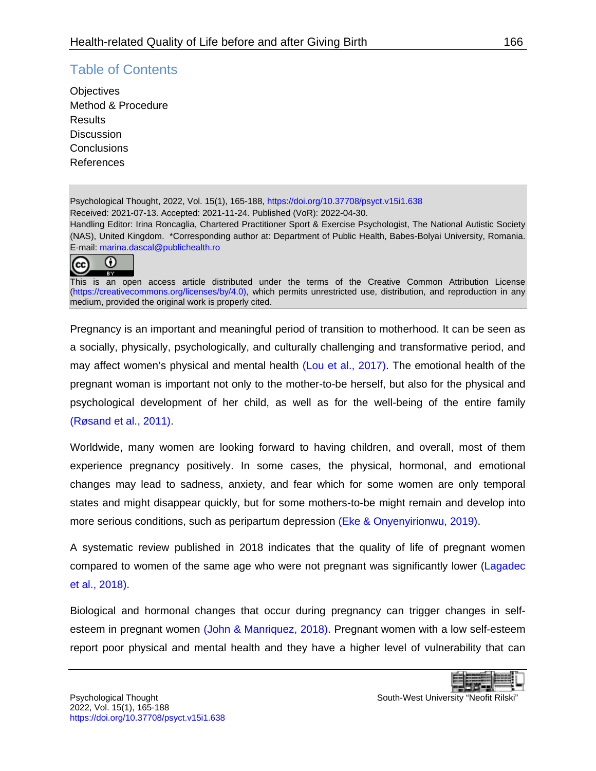## Table of Contents

Objectives
Method & Procedure
Results
Discussion
Conclusions
References

Psychological Thought, 2022, Vol. 15(1), 165-188, https://doi.org/10.37708/psyct.v15i1.638
Received: 2021-07-13. Accepted: 2021-11-24. Published (VoR): 2022-04-30.
Handling Editor: Irina Roncaglia, Chartered Practitioner Sport & Exercise Psychologist, The National Autistic Society (NAS), United Kingdom. *Corresponding author at: Department of Public Health, Babes-Bolyai University, Romania. E-mail: marina.dascal@publichealth.ro

This is an open access article distributed under the terms of the Creative Common Attribution License (https://creativecommons.org/licenses/by/4.0), which permits unrestricted use, distribution, and reproduction in any medium, provided the original work is properly cited.

Pregnancy is an important and meaningful period of transition to motherhood. It can be seen as a socially, physically, psychologically, and culturally challenging and transformative period, and may affect women's physical and mental health (Lou et al., 2017). The emotional health of the pregnant woman is important not only to the mother-to-be herself, but also for the physical and psychological development of her child, as well as for the well-being of the entire family (Røsand et al., 2011).

Worldwide, many women are looking forward to having children, and overall, most of them experience pregnancy positively. In some cases, the physical, hormonal, and emotional changes may lead to sadness, anxiety, and fear which for some women are only temporal states and might disappear quickly, but for some mothers-to-be might remain and develop into more serious conditions, such as peripartum depression (Eke & Onyenyirionwu, 2019).

A systematic review published in 2018 indicates that the quality of life of pregnant women compared to women of the same age who were not pregnant was significantly lower (Lagadec et al., 2018).

Biological and hormonal changes that occur during pregnancy can trigger changes in self-esteem in pregnant women (John & Manriquez, 2018). Pregnant women with a low self-esteem report poor physical and mental health and they have a higher level of vulnerability that can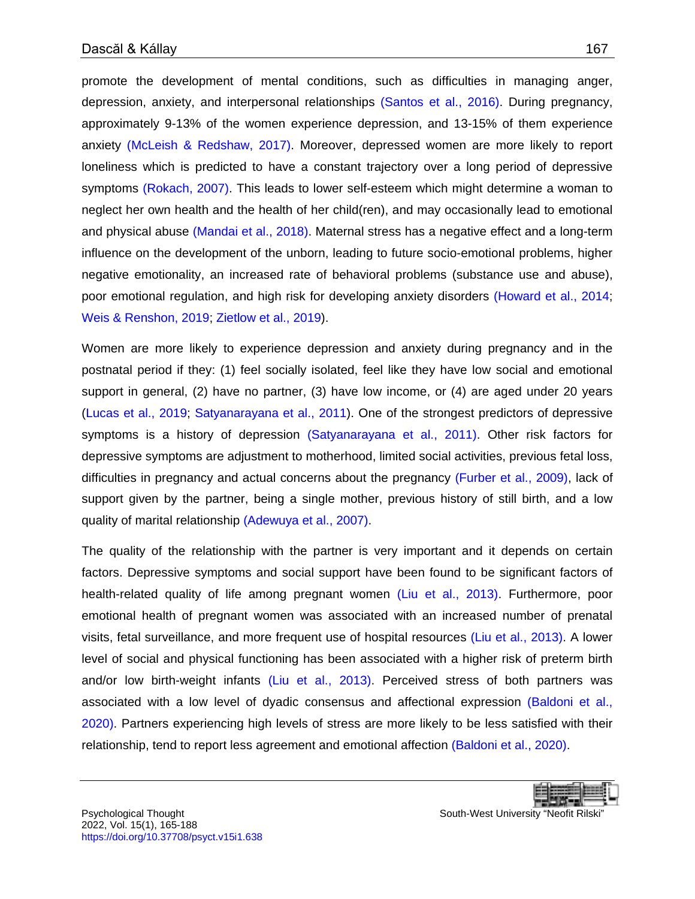promote the development of mental conditions, such as difficulties in managing anger, depression, anxiety, and interpersonal relationships (Santos et al., 2016). During pregnancy, approximately 9-13% of the women experience depression, and 13-15% of them experience anxiety (McLeish & Redshaw, 2017). Moreover, depressed women are more likely to report loneliness which is predicted to have a constant trajectory over a long period of depressive symptoms (Rokach, 2007). This leads to lower self-esteem which might determine a woman to neglect her own health and the health of her child(ren), and may occasionally lead to emotional and physical abuse (Mandai et al., 2018). Maternal stress has a negative effect and a long-term influence on the development of the unborn, leading to future socio-emotional problems, higher negative emotionality, an increased rate of behavioral problems (substance use and abuse), poor emotional regulation, and high risk for developing anxiety disorders (Howard et al., 2014; Weis & Renshon, 2019; Zietlow et al., 2019).

Women are more likely to experience depression and anxiety during pregnancy and in the postnatal period if they: (1) feel socially isolated, feel like they have low social and emotional support in general, (2) have no partner, (3) have low income, or (4) are aged under 20 years (Lucas et al., 2019; Satyanarayana et al., 2011). One of the strongest predictors of depressive symptoms is a history of depression (Satyanarayana et al., 2011). Other risk factors for depressive symptoms are adjustment to motherhood, limited social activities, previous fetal loss, difficulties in pregnancy and actual concerns about the pregnancy (Furber et al., 2009), lack of support given by the partner, being a single mother, previous history of still birth, and a low quality of marital relationship (Adewuya et al., 2007).

The quality of the relationship with the partner is very important and it depends on certain factors. Depressive symptoms and social support have been found to be significant factors of health-related quality of life among pregnant women (Liu et al., 2013). Furthermore, poor emotional health of pregnant women was associated with an increased number of prenatal visits, fetal surveillance, and more frequent use of hospital resources (Liu et al., 2013). A lower level of social and physical functioning has been associated with a higher risk of preterm birth and/or low birth-weight infants (Liu et al., 2013). Perceived stress of both partners was associated with a low level of dyadic consensus and affectional expression (Baldoni et al., 2020). Partners experiencing high levels of stress are more likely to be less satisfied with their relationship, tend to report less agreement and emotional affection (Baldoni et al., 2020).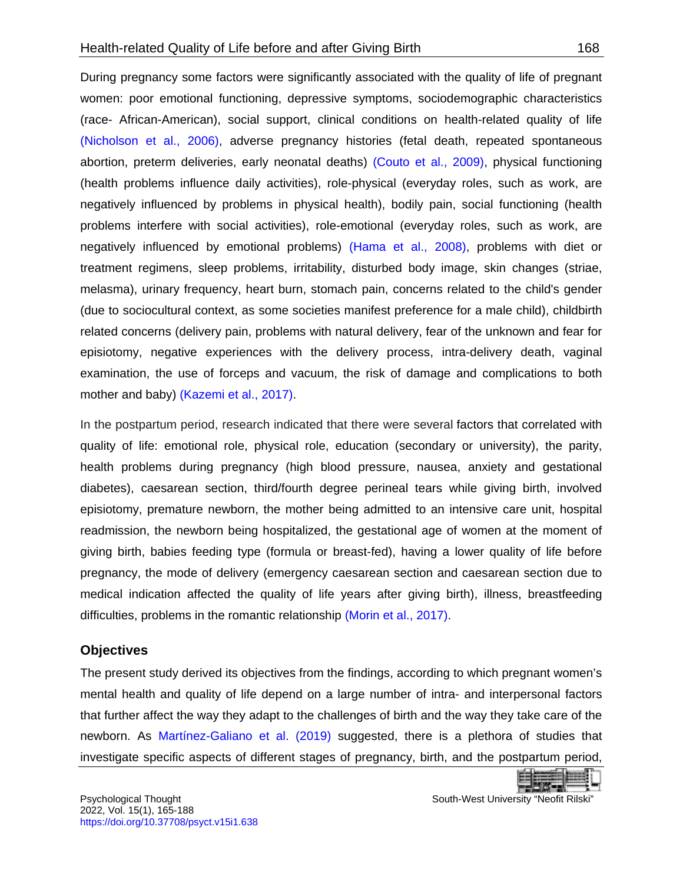During pregnancy some factors were significantly associated with the quality of life of pregnant women: poor emotional functioning, depressive symptoms, sociodemographic characteristics (race- African-American), social support, clinical conditions on health-related quality of life (Nicholson et al., 2006), adverse pregnancy histories (fetal death, repeated spontaneous abortion, preterm deliveries, early neonatal deaths) (Couto et al., 2009), physical functioning (health problems influence daily activities), role-physical (everyday roles, such as work, are negatively influenced by problems in physical health), bodily pain, social functioning (health problems interfere with social activities), role-emotional (everyday roles, such as work, are negatively influenced by emotional problems) (Hama et al., 2008), problems with diet or treatment regimens, sleep problems, irritability, disturbed body image, skin changes (striae, melasma), urinary frequency, heart burn, stomach pain, concerns related to the child's gender (due to sociocultural context, as some societies manifest preference for a male child), childbirth related concerns (delivery pain, problems with natural delivery, fear of the unknown and fear for episiotomy, negative experiences with the delivery process, intra-delivery death, vaginal examination, the use of forceps and vacuum, the risk of damage and complications to both mother and baby) (Kazemi et al., 2017).

In the postpartum period, research indicated that there were several factors that correlated with quality of life: emotional role, physical role, education (secondary or university), the parity, health problems during pregnancy (high blood pressure, nausea, anxiety and gestational diabetes), caesarean section, third/fourth degree perineal tears while giving birth, involved episiotomy, premature newborn, the mother being admitted to an intensive care unit, hospital readmission, the newborn being hospitalized, the gestational age of women at the moment of giving birth, babies feeding type (formula or breast-fed), having a lower quality of life before pregnancy, the mode of delivery (emergency caesarean section and caesarean section due to medical indication affected the quality of life years after giving birth), illness, breastfeeding difficulties, problems in the romantic relationship (Morin et al., 2017).

## Objectives

The present study derived its objectives from the findings, according to which pregnant women's mental health and quality of life depend on a large number of intra- and interpersonal factors that further affect the way they adapt to the challenges of birth and the way they take care of the newborn. As Martínez-Galiano et al. (2019) suggested, there is a plethora of studies that investigate specific aspects of different stages of pregnancy, birth, and the postpartum period,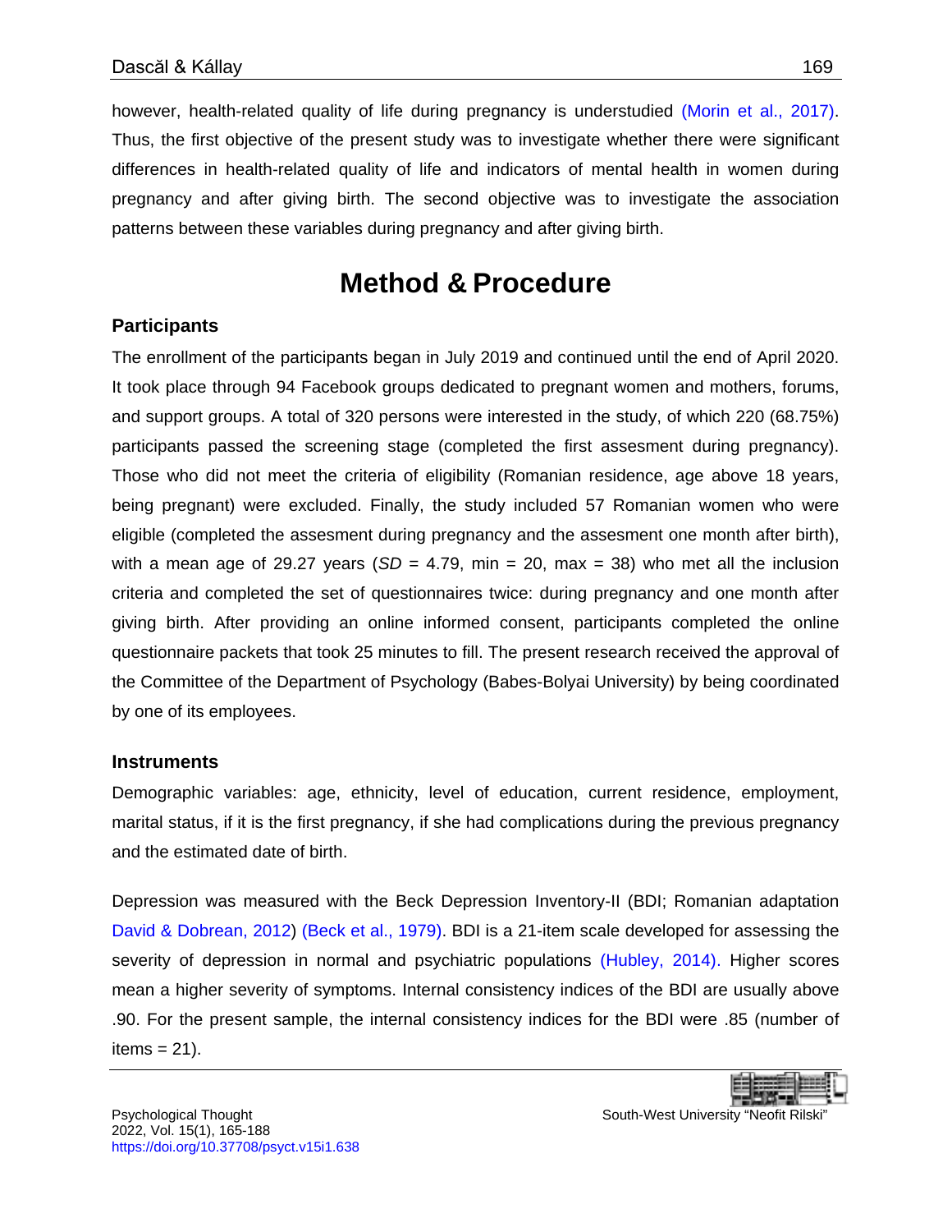however, health-related quality of life during pregnancy is understudied (Morin et al., 2017). Thus, the first objective of the present study was to investigate whether there were significant differences in health-related quality of life and indicators of mental health in women during pregnancy and after giving birth. The second objective was to investigate the association patterns between these variables during pregnancy and after giving birth.

# Method & Procedure

### Participants

The enrollment of the participants began in July 2019 and continued until the end of April 2020. It took place through 94 Facebook groups dedicated to pregnant women and mothers, forums, and support groups. A total of 320 persons were interested in the study, of which 220 (68.75%) participants passed the screening stage (completed the first assesment during pregnancy). Those who did not meet the criteria of eligibility (Romanian residence, age above 18 years, being pregnant) were excluded. Finally, the study included 57 Romanian women who were eligible (completed the assesment during pregnancy and the assesment one month after birth), with a mean age of 29.27 years (*SD* = 4.79, min = 20, max = 38) who met all the inclusion criteria and completed the set of questionnaires twice: during pregnancy and one month after giving birth. After providing an online informed consent, participants completed the online questionnaire packets that took 25 minutes to fill. The present research received the approval of the Committee of the Department of Psychology (Babes-Bolyai University) by being coordinated by one of its employees.

### Instruments

Demographic variables: age, ethnicity, level of education, current residence, employment, marital status, if it is the first pregnancy, if she had complications during the previous pregnancy and the estimated date of birth.

Depression was measured with the Beck Depression Inventory-II (BDI; Romanian adaptation David & Dobrean, 2012) (Beck et al., 1979). BDI is a 21-item scale developed for assessing the severity of depression in normal and psychiatric populations (Hubley, 2014). Higher scores mean a higher severity of symptoms. Internal consistency indices of the BDI are usually above .90. For the present sample, the internal consistency indices for the BDI were .85 (number of items = 21).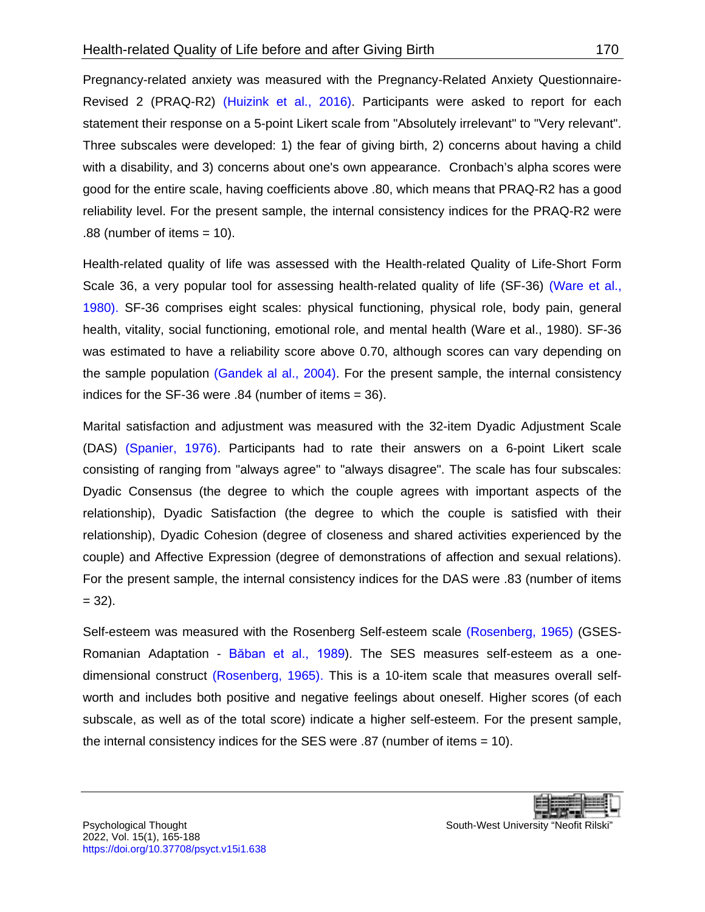Pregnancy-related anxiety was measured with the Pregnancy-Related Anxiety Questionnaire-Revised 2 (PRAQ-R2) (Huizink et al., 2016). Participants were asked to report for each statement their response on a 5-point Likert scale from "Absolutely irrelevant" to "Very relevant". Three subscales were developed: 1) the fear of giving birth, 2) concerns about having a child with a disability, and 3) concerns about one's own appearance. Cronbach's alpha scores were good for the entire scale, having coefficients above .80, which means that PRAQ-R2 has a good reliability level. For the present sample, the internal consistency indices for the PRAQ-R2 were .88 (number of items = 10).

Health-related quality of life was assessed with the Health-related Quality of Life-Short Form Scale 36, a very popular tool for assessing health-related quality of life (SF-36) (Ware et al., 1980). SF-36 comprises eight scales: physical functioning, physical role, body pain, general health, vitality, social functioning, emotional role, and mental health (Ware et al., 1980). SF-36 was estimated to have a reliability score above 0.70, although scores can vary depending on the sample population (Gandek al al., 2004). For the present sample, the internal consistency indices for the SF-36 were .84 (number of items = 36).

Marital satisfaction and adjustment was measured with the 32-item Dyadic Adjustment Scale (DAS) (Spanier, 1976). Participants had to rate their answers on a 6-point Likert scale consisting of ranging from "always agree" to "always disagree". The scale has four subscales: Dyadic Consensus (the degree to which the couple agrees with important aspects of the relationship), Dyadic Satisfaction (the degree to which the couple is satisfied with their relationship), Dyadic Cohesion (degree of closeness and shared activities experienced by the couple) and Affective Expression (degree of demonstrations of affection and sexual relations). For the present sample, the internal consistency indices for the DAS were .83 (number of items = 32).

Self-esteem was measured with the Rosenberg Self-esteem scale (Rosenberg, 1965) (GSES-Romanian Adaptation - Băban et al., 1989). The SES measures self-esteem as a one-dimensional construct (Rosenberg, 1965). This is a 10-item scale that measures overall self-worth and includes both positive and negative feelings about oneself. Higher scores (of each subscale, as well as of the total score) indicate a higher self-esteem. For the present sample, the internal consistency indices for the SES were .87 (number of items = 10).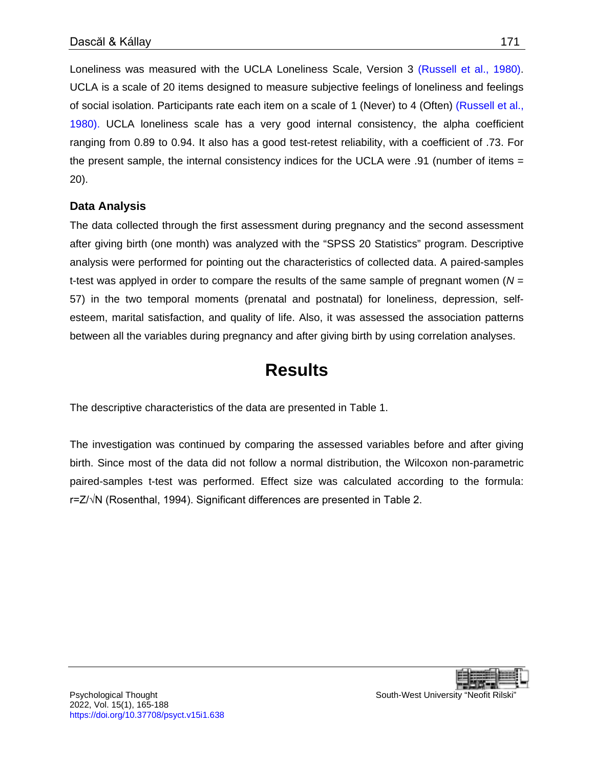Loneliness was measured with the UCLA Loneliness Scale, Version 3 (Russell et al., 1980). UCLA is a scale of 20 items designed to measure subjective feelings of loneliness and feelings of social isolation. Participants rate each item on a scale of 1 (Never) to 4 (Often) (Russell et al., 1980). UCLA loneliness scale has a very good internal consistency, the alpha coefficient ranging from 0.89 to 0.94. It also has a good test-retest reliability, with a coefficient of .73. For the present sample, the internal consistency indices for the UCLA were .91 (number of items = 20).

### Data Analysis

The data collected through the first assessment during pregnancy and the second assessment after giving birth (one month) was analyzed with the "SPSS 20 Statistics" program. Descriptive analysis were performed for pointing out the characteristics of collected data. A paired-samples t-test was applyed in order to compare the results of the same sample of pregnant women ($N$ = 57) in the two temporal moments (prenatal and postnatal) for loneliness, depression, self-esteem, marital satisfaction, and quality of life. Also, it was assessed the association patterns between all the variables during pregnancy and after giving birth by using correlation analyses.

## Results

The descriptive characteristics of the data are presented in Table 1.

The investigation was continued by comparing the assessed variables before and after giving birth. Since most of the data did not follow a normal distribution, the Wilcoxon non-parametric paired-samples t-test was performed. Effect size was calculated according to the formula: $r = Z/\sqrt{N}$ (Rosenthal, 1994). Significant differences are presented in Table 2.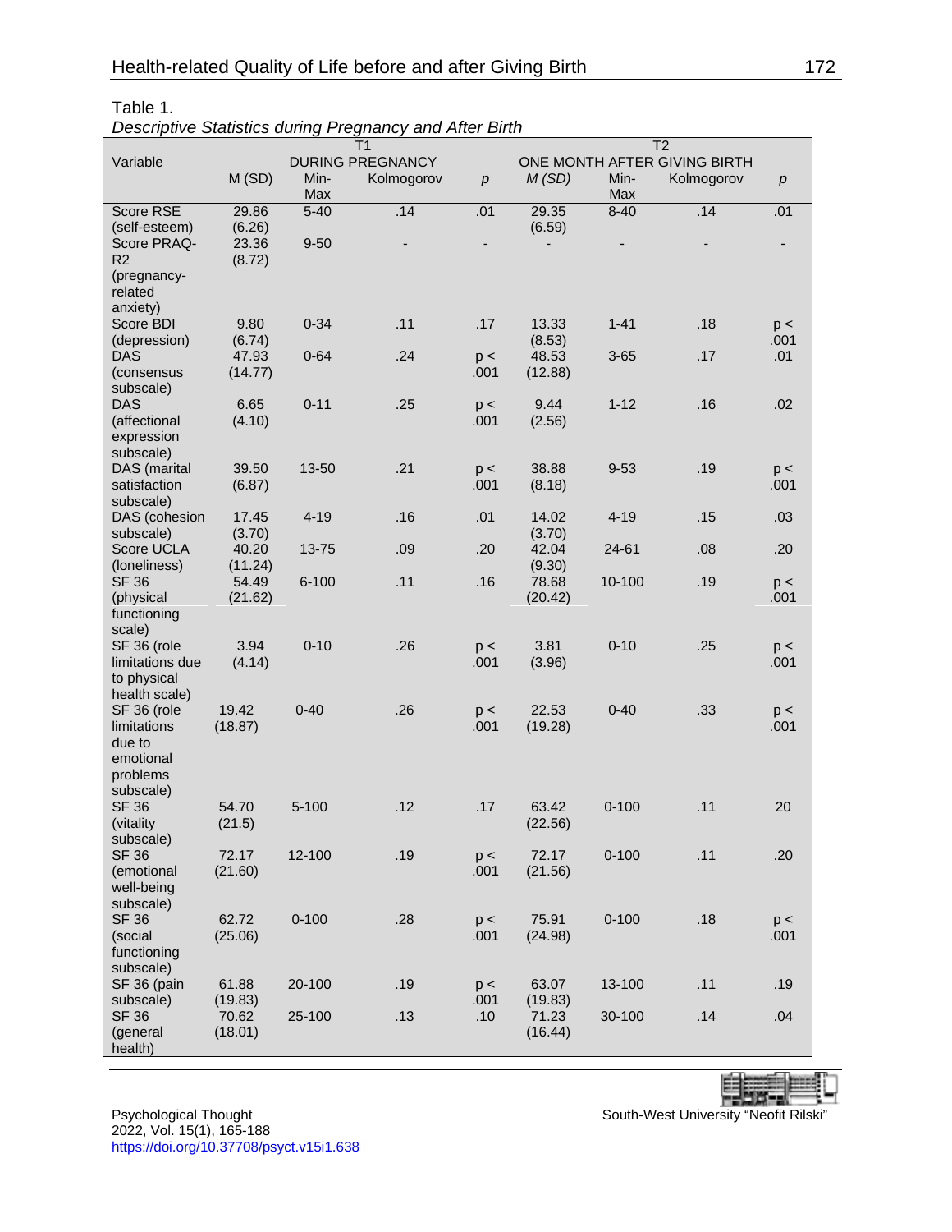Table 1.

*Descriptive Statistics during Pregnancy and After Birth*

| Variable | T1 DURING PREGNANCY | | | | T2 ONE MONTH AFTER GIVING BIRTH | | | |
|---|---|---|---|---|---|---|---|---|
| | M (SD) | Min-Max | Kolmogorov | *p* | *M (SD)* | Min-Max | Kolmogorov | *p* |
| Score RSE (self-esteem) | 29.86 (6.26) | 5-40 | .14 | .01 | 29.35 (6.59) | 8-40 | .14 | .01 |
| Score PRAQ-R2 (pregnancy-related anxiety) | 23.36 (8.72) | 9-50 | - | - | - | - | - | - |
| Score BDI (depression) | 9.80 (6.74) | 0-34 | .11 | .17 | 13.33 (8.53) | 1-41 | .18 | p < .001 |
| DAS (consensus subscale) | 47.93 (14.77) | 0-64 | .24 | p < .001 | 48.53 (12.88) | 3-65 | .17 | .01 |
| DAS (affectional expression subscale) | 6.65 (4.10) | 0-11 | .25 | p < .001 | 9.44 (2.56) | 1-12 | .16 | .02 |
| DAS (marital satisfaction subscale) | 39.50 (6.87) | 13-50 | .21 | p < .001 | 38.88 (8.18) | 9-53 | .19 | p < .001 |
| DAS (cohesion subscale) | 17.45 (3.70) | 4-19 | .16 | .01 | 14.02 (3.70) | 4-19 | .15 | .03 |
| Score UCLA (loneliness) | 40.20 (11.24) | 13-75 | .09 | .20 | 42.04 (9.30) | 24-61 | .08 | .20 |
| SF 36 (physical functioning scale) | 54.49 (21.62) | 6-100 | .11 | .16 | 78.68 (20.42) | 10-100 | .19 | p < .001 |
| SF 36 (role limitations due to physical health scale) | 3.94 (4.14) | 0-10 | .26 | p < .001 | 3.81 (3.96) | 0-10 | .25 | p < .001 |
| SF 36 (role limitations due to emotional problems subscale) | 19.42 (18.87) | 0-40 | .26 | p < .001 | 22.53 (19.28) | 0-40 | .33 | p < .001 |
| SF 36 (vitality subscale) | 54.70 (21.5) | 5-100 | .12 | .17 | 63.42 (22.56) | 0-100 | .11 | 20 |
| SF 36 (emotional well-being subscale) | 72.17 (21.60) | 12-100 | .19 | p < .001 | 72.17 (21.56) | 0-100 | .11 | .20 |
| SF 36 (social functioning subscale) | 62.72 (25.06) | 0-100 | .28 | p < .001 | 75.91 (24.98) | 0-100 | .18 | p < .001 |
| SF 36 (pain subscale) | 61.88 (19.83) | 20-100 | .19 | p < .001 | 63.07 (19.83) | 13-100 | .11 | .19 |
| SF 36 (general health) | 70.62 (18.01) | 25-100 | .13 | .10 | 71.23 (16.44) | 30-100 | .14 | .04 |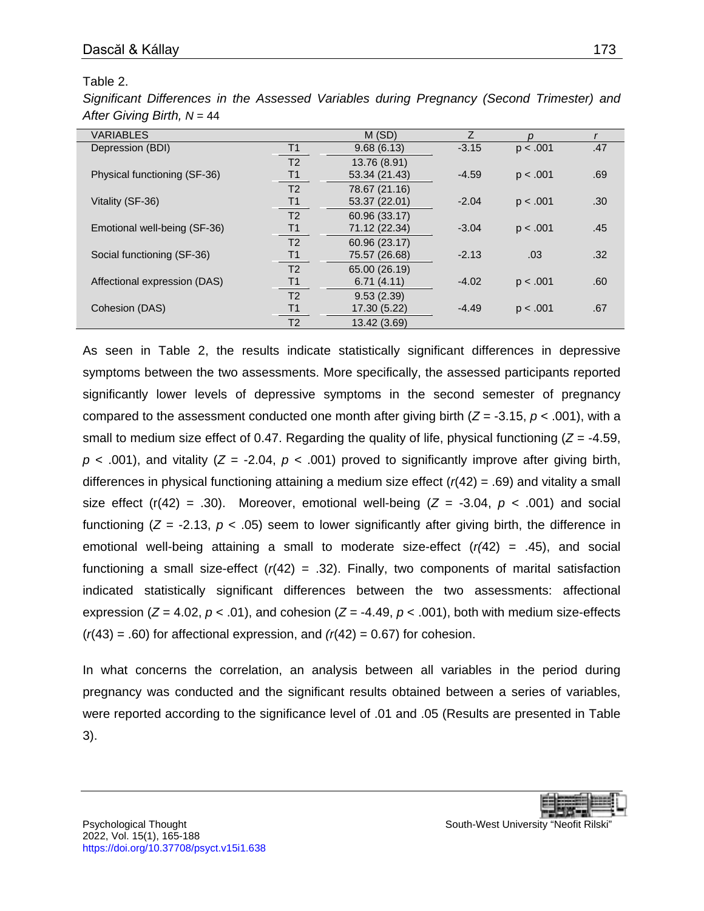Table 2.

*Significant Differences in the Assessed Variables during Pregnancy (Second Trimester) and After Giving Birth, N* = 44

| VARIABLES | | M (SD) | Z | *p* | *r* |
|---|---|---|---|---|---|
| Depression (BDI) | T1 | 9.68 (6.13) | -3.15 | p < .001 | .47 |
| | T2 | 13.76 (8.91) | | | |
| Physical functioning (SF-36) | T1 | 53.34 (21.43) | -4.59 | p < .001 | .69 |
| | T2 | 78.67 (21.16) | | | |
| Vitality (SF-36) | T1 | 53.37 (22.01) | -2.04 | p < .001 | .30 |
| | T2 | 60.96 (33.17) | | | |
| Emotional well-being (SF-36) | T1 | 71.12 (22.34) | -3.04 | p < .001 | .45 |
| | T2 | 60.96 (23.17) | | | |
| Social functioning (SF-36) | T1 | 75.57 (26.68) | -2.13 | .03 | .32 |
| | T2 | 65.00 (26.19) | | | |
| Affectional expression (DAS) | T1 | 6.71 (4.11) | -4.02 | p < .001 | .60 |
| | T2 | 9.53 (2.39) | | | |
| Cohesion (DAS) | T1 | 17.30 (5.22) | -4.49 | p < .001 | .67 |
| | T2 | 13.42 (3.69) | | | |

As seen in Table 2, the results indicate statistically significant differences in depressive symptoms between the two assessments. More specifically, the assessed participants reported significantly lower levels of depressive symptoms in the second semester of pregnancy compared to the assessment conducted one month after giving birth ($Z$ = -3.15, $p$ < .001), with a small to medium size effect of 0.47. Regarding the quality of life, physical functioning ($Z$ = -4.59, $p$ < .001), and vitality ($Z$ = -2.04, $p$ < .001) proved to significantly improve after giving birth, differences in physical functioning attaining a medium size effect ($r$(42) = .69) and vitality a small size effect (r(42) = .30). Moreover, emotional well-being ($Z$ = -3.04, $p$ < .001) and social functioning ($Z$ = -2.13, $p$ < .05) seem to lower significantly after giving birth, the difference in emotional well-being attaining a small to moderate size-effect ($r$(42) = .45), and social functioning a small size-effect ($r$(42) = .32). Finally, two components of marital satisfaction indicated statistically significant differences between the two assessments: affectional expression ($Z$ = 4.02, $p$ < .01), and cohesion ($Z$ = -4.49, $p$ < .001), both with medium size-effects ($r$(43) = .60) for affectional expression, and ($r$(42) = 0.67) for cohesion.

In what concerns the correlation, an analysis between all variables in the period during pregnancy was conducted and the significant results obtained between a series of variables, were reported according to the significance level of .01 and .05 (Results are presented in Table 3).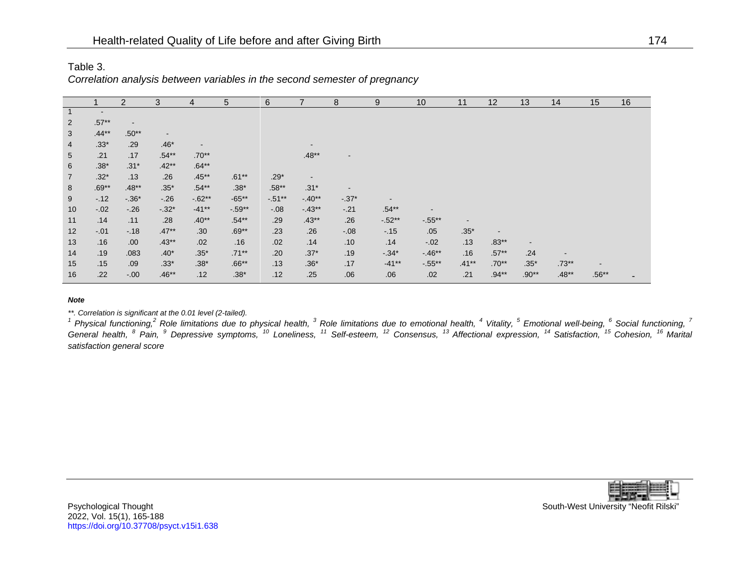Table 3.

*Correlation analysis between variables in the second semester of pregnancy*

| | 1 | 2 | 3 | 4 | 5 | 6 | 7 | 8 | 9 | 10 | 11 | 12 | 13 | 14 | 15 | 16 |
|---|---|---|---|---|---|---|---|---|---|---|---|---|---|---|---|---|
| 1 | - | | | | | | | | | | | | | | | |
| 2 | .57** | - | | | | | | | | | | | | | | |
| 3 | .44** | .50** | - | | | | | | | | | | | | | |
| 4 | .33* | .29 | .46* | - | | | - | | | | | | | | | |
| 5 | .21 | .17 | .54** | .70** | | | .48** | - | | | | | | | | |
| 6 | .38* | .31* | .42** | .64** | | | | | | | | | | | | |
| 7 | .32* | .13 | .26 | .45** | .61** | .29* | - | | | | | | | | | |
| 8 | .69** | .48** | .35* | .54** | .38* | .58** | .31* | - | | | | | | | | |
| 9 | -.12 | -.36* | -.26 | -.62** | -65** | -.51** | -.40** | -.37* | - | | | | | | | |
| 10 | -.02 | -.26 | -.32* | -41** | -.59** | -.08 | -.43** | -.21 | .54** | - | | | | | | |
| 11 | .14 | .11 | .28 | .40** | .54** | .29 | .43** | .26 | -.52** | -.55** | - | | | | | |
| 12 | -.01 | -.18 | .47** | .30 | .69** | .23 | .26 | -.08 | -.15 | .05 | .35* | - | | | | |
| 13 | .16 | .00 | .43** | .02 | .16 | .02 | .14 | .10 | .14 | -.02 | .13 | .83** | - | | | |
| 14 | .19 | .083 | .40* | .35* | .71** | .20 | .37* | .19 | -.34* | -.46** | .16 | .57** | .24 | - | | |
| 15 | .15 | .09 | .33* | .38* | .66** | .13 | .36* | .17 | -41** | -.55** | .41** | .70** | .35* | .73** | - | |
| 16 | .22 | -.00 | .46** | .12 | .38* | .12 | .25 | .06 | .06 | .02 | .21 | .94** | .90** | .48** | .56** | - |

***Note***

*\*\*. Correlation is significant at the 0.01 level (2-tailed).*

*[1] Physical functioning, [2] Role limitations due to physical health, [3] Role limitations due to emotional health, [4] Vitality, [5] Emotional well-being, [6] Social functioning, [7] General health, [8] Pain, [9] Depressive symptoms, [10] Loneliness, [11] Self-esteem, [12] Consensus, [13] Affectional expression, [14] Satisfaction, [15] Cohesion, [16] Marital satisfaction general score*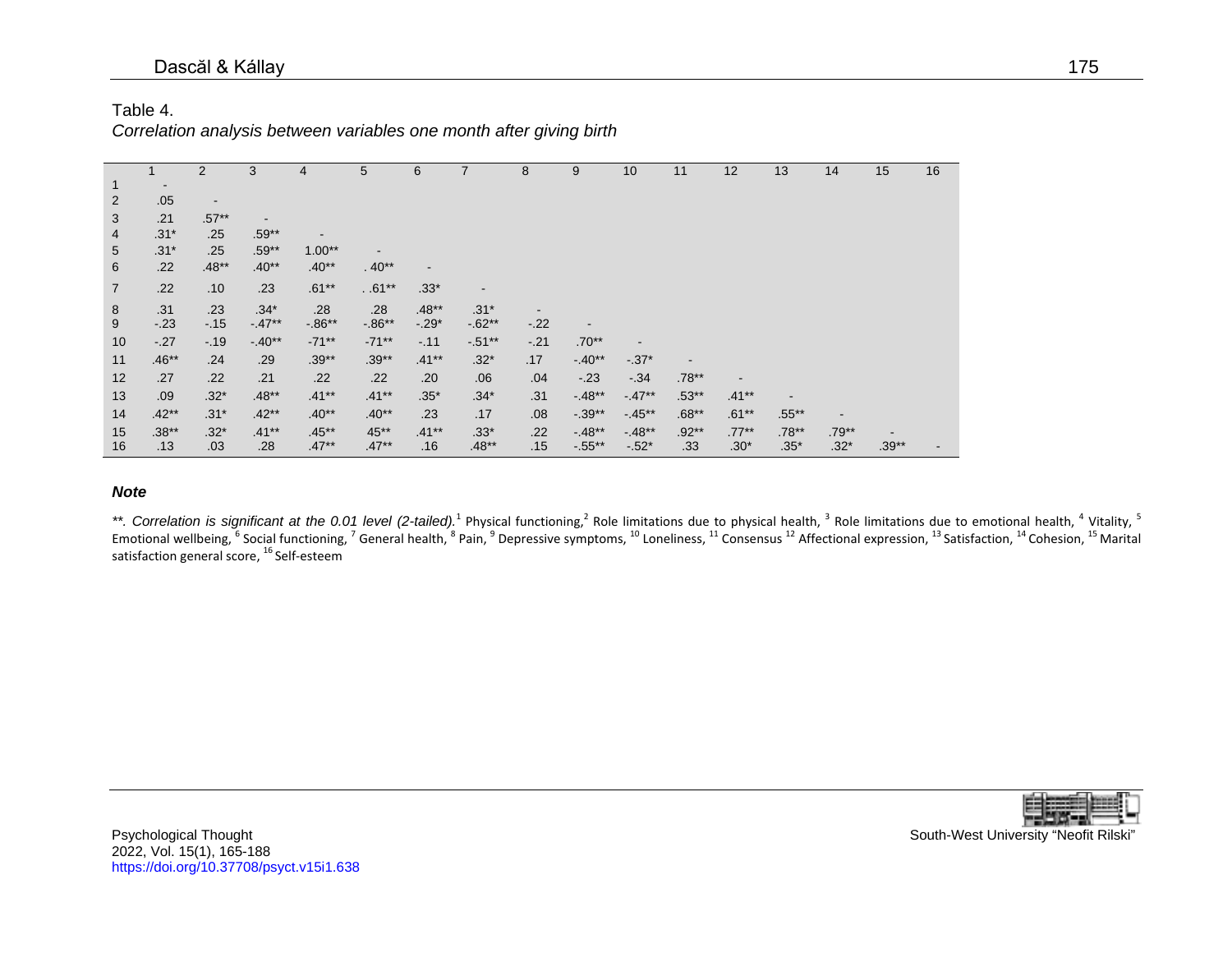Table 4.

*Correlation analysis between variables one month after giving birth*

| | 1 | 2 | 3 | 4 | 5 | 6 | 7 | 8 | 9 | 10 | 11 | 12 | 13 | 14 | 15 | 16 |
|---|---|---|---|---|---|---|---|---|---|---|---|---|---|---|---|---|
| 1 | - | | | | | | | | | | | | | | | |
| 2 | .05 | - | | | | | | | | | | | | | | |
| 3 | .21 | .57** | - | | | | | | | | | | | | | |
| 4 | .31* | .25 | .59** | - | | | | | | | | | | | | |
| 5 | .31* | .25 | .59** | 1.00** | - | | | | | | | | | | | |
| 6 | .22 | .48** | .40** | .40** | . 40** | - | | | | | | | | | | |
| 7 | .22 | .10 | .23 | .61** | . .61** | .33* | - | | | | | | | | | |
| 8 | .31 | .23 | .34* | .28 | .28 | .48** | .31* | - | | | | | | | | |
| 9 | -.23 | -.15 | -.47** | -.86** | -.86** | -.29* | -.62** | -.22 | - | | | | | | | |
| 10 | -.27 | -.19 | -.40** | -71** | -71** | -.11 | -.51** | -.21 | .70** | - | | | | | | |
| 11 | .46** | .24 | .29 | .39** | .39** | .41** | .32* | .17 | -.40** | -.37* | - | | | | | |
| 12 | .27 | .22 | .21 | .22 | .22 | .20 | .06 | .04 | -.23 | -.34 | .78** | - | | | | |
| 13 | .09 | .32* | .48** | .41** | .41** | .35* | .34* | .31 | -.48** | -.47** | .53** | .41** | - | | | |
| 14 | .42** | .31* | .42** | .40** | .40** | .23 | .17 | .08 | -.39** | -.45** | .68** | .61** | .55** | - | | |
| 15 | .38** | .32* | .41** | .45** | 45** | .41** | .33* | .22 | -.48** | -.48** | .92** | .77** | .78** | .79** | - | |
| 16 | .13 | .03 | .28 | .47** | .47** | .16 | .48** | .15 | -.55** | -.52* | .33 | .30* | .35* | .32* | .39** | - |

***Note***

*\*\*. Correlation is significant at the 0.01 level (2-tailed).* [1] Physical functioning, [2] Role limitations due to physical health, [3] Role limitations due to emotional health, [4] Vitality, [5] Emotional wellbeing, [6] Social functioning, [7] General health, [8] Pain, [9] Depressive symptoms, [10] Loneliness, [11] Consensus [12] Affectional expression, [13] Satisfaction, [14] Cohesion, [15] Marital satisfaction general score, [16] Self-esteem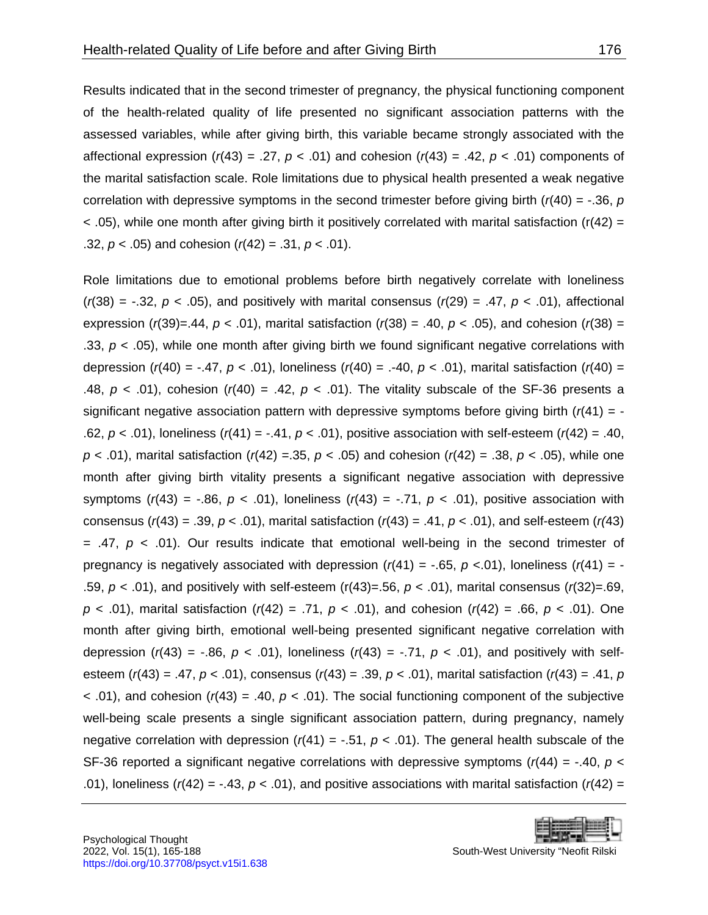Results indicated that in the second trimester of pregnancy, the physical functioning component of the health-related quality of life presented no significant association patterns with the assessed variables, while after giving birth, this variable became strongly associated with the affectional expression ($r(43) = .27$, $p < .01$) and cohesion ($r(43) = .42$, $p < .01$) components of the marital satisfaction scale. Role limitations due to physical health presented a weak negative correlation with depressive symptoms in the second trimester before giving birth ($r(40) = -.36$, $p < .05$), while one month after giving birth it positively correlated with marital satisfaction ($r(42) = .32$, $p < .05$) and cohesion ($r(42) = .31$, $p < .01$).

Role limitations due to emotional problems before birth negatively correlate with loneliness ($r(38) = -.32$, $p < .05$), and positively with marital consensus ($r(29) = .47$, $p < .01$), affectional expression ($r(39)=.44$, $p < .01$), marital satisfaction ($r(38) = .40$, $p < .05$), and cohesion ($r(38) = .33$, $p < .05$), while one month after giving birth we found significant negative correlations with depression ($r(40) = -.47$, $p < .01$), loneliness ($r(40) = .-40$, $p < .01$), marital satisfaction ($r(40) = .48$, $p < .01$), cohesion ($r(40) = .42$, $p < .01$). The vitality subscale of the SF-36 presents a significant negative association pattern with depressive symptoms before giving birth ($r(41) = -.62$, $p < .01$), loneliness ($r(41) = -.41$, $p < .01$), positive association with self-esteem ($r(42) = .40$, $p < .01$), marital satisfaction ($r(42) =.35$, $p < .05$) and cohesion ($r(42) = .38$, $p < .05$), while one month after giving birth vitality presents a significant negative association with depressive symptoms ($r(43) = -.86$, $p < .01$), loneliness ($r(43) = -.71$, $p < .01$), positive association with consensus ($r(43) = .39$, $p < .01$), marital satisfaction ($r(43) = .41$, $p < .01$), and self-esteem ($r(43) = .47$, $p < .01$). Our results indicate that emotional well-being in the second trimester of pregnancy is negatively associated with depression ($r(41) = -.65$, $p <.01$), loneliness ($r(41) = -.59$, $p < .01$), and positively with self-esteem ($r(43)=.56$, $p < .01$), marital consensus ($r(32)=.69$, $p < .01$), marital satisfaction ($r(42) = .71$, $p < .01$), and cohesion ($r(42) = .66$, $p < .01$). One month after giving birth, emotional well-being presented significant negative correlation with depression ($r(43) = -.86$, $p < .01$), loneliness ($r(43) = -.71$, $p < .01$), and positively with self-esteem ($r(43) = .47$, $p < .01$), consensus ($r(43) = .39$, $p < .01$), marital satisfaction ($r(43) = .41$, $p < .01$), and cohesion ($r(43) = .40$, $p < .01$). The social functioning component of the subjective well-being scale presents a single significant association pattern, during pregnancy, namely negative correlation with depression ($r(41) = -.51$, $p < .01$). The general health subscale of the SF-36 reported a significant negative correlations with depressive symptoms ($r(44) = -.40$, $p < .01$), loneliness ($r(42) = -.43$, $p < .01$), and positive associations with marital satisfaction ($r(42) =$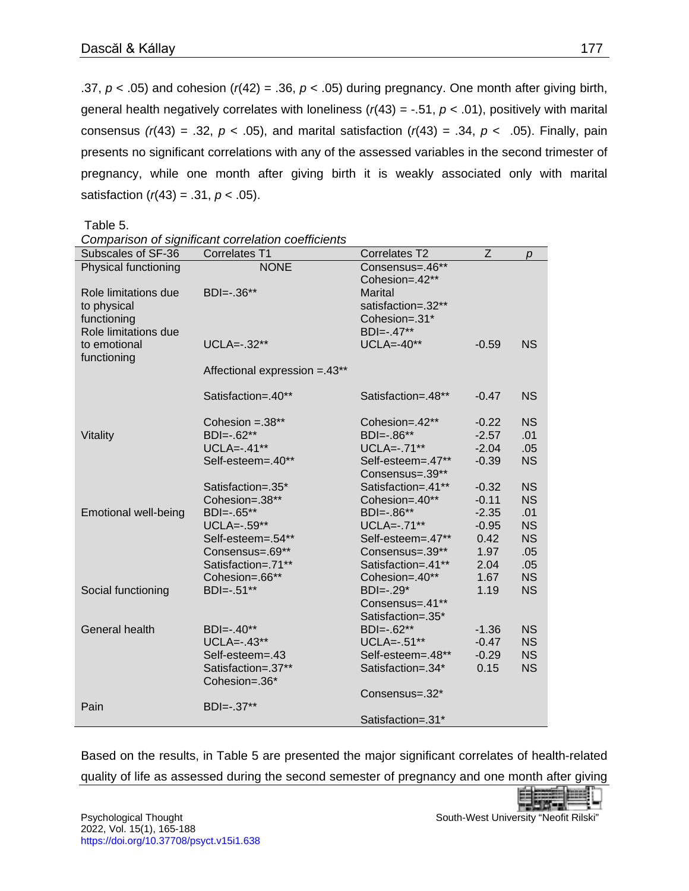.37, $p < .05$) and cohesion ($r(42) = .36$, $p < .05$) during pregnancy. One month after giving birth, general health negatively correlates with loneliness ($r(43) = -.51$, $p < .01$), positively with marital consensus ($r(43) = .32$, $p < .05$), and marital satisfaction ($r(43) = .34$, $p < .05$). Finally, pain presents no significant correlations with any of the assessed variables in the second trimester of pregnancy, while one month after giving birth it is weakly associated only with marital satisfaction ($r(43) = .31$, $p < .05$).

Table 5.

*Comparison of significant correlation coefficients*

| Subscales of SF-36 | Correlates T1 | Correlates T2 | Z | *p* |
|---|---|---|---|---|
| Physical functioning | NONE | Consensus=.46** | | |
| | | Cohesion=.42** | | |
| Role limitations due to physical functioning | BDI=-.36** | Marital satisfaction=.32** | | |
| | | Cohesion=.31* | | |
| Role limitations due to emotional functioning | | BDI=-.47** | | |
| | UCLA=-.32** | UCLA=-40** | -0.59 | NS |
| | Affectional expression =.43** | | | |
| | Satisfaction=.40** | Satisfaction=.48** | -0.47 | NS |
| | Cohesion =.38** | Cohesion=.42** | -0.22 | NS |
| Vitality | BDI=-.62** | BDI=-.86** | -2.57 | .01 |
| | UCLA=-.41** | UCLA=-.71** | -2.04 | .05 |
| | Self-esteem=.40** | Self-esteem=.47** | -0.39 | NS |
| | | Consensus=.39** | | |
| | Satisfaction=.35* | Satisfaction=.41** | -0.32 | NS |
| | Cohesion=.38** | Cohesion=.40** | -0.11 | NS |
| Emotional well-being | BDI=-.65** | BDI=-.86** | -2.35 | .01 |
| | UCLA=-.59** | UCLA=-.71** | -0.95 | NS |
| | Self-esteem=.54** | Self-esteem=.47** | 0.42 | NS |
| | Consensus=.69** | Consensus=.39** | 1.97 | .05 |
| | Satisfaction=.71** | Satisfaction=.41** | 2.04 | .05 |
| | Cohesion=.66** | Cohesion=.40** | 1.67 | NS |
| Social functioning | BDI=-.51** | BDI=-.29* | 1.19 | NS |
| | | Consensus=.41** | | |
| | | Satisfaction=.35* | | |
| General health | BDI=-.40** | BDI=-.62** | -1.36 | NS |
| | UCLA=-.43** | UCLA=-.51** | -0.47 | NS |
| | Self-esteem=.43 | Self-esteem=.48** | -0.29 | NS |
| | Satisfaction=.37** | Satisfaction=.34* | 0.15 | NS |
| | Cohesion=.36* | | | |
| | | Consensus=.32* | | |
| Pain | BDI=-.37** | | | |
| | | Satisfaction=.31* | | |

Based on the results, in Table 5 are presented the major significant correlates of health-related quality of life as assessed during the second semester of pregnancy and one month after giving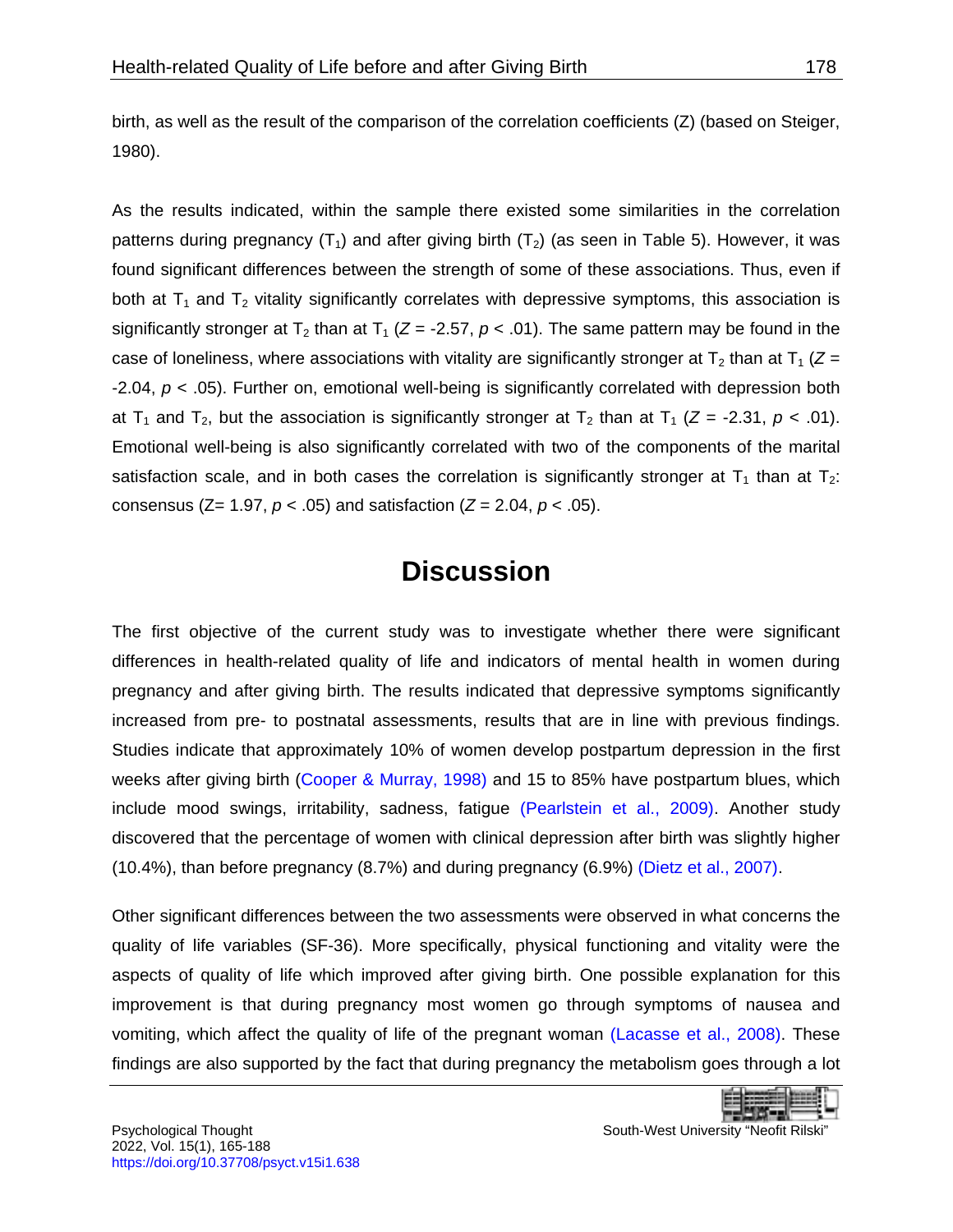birth, as well as the result of the comparison of the correlation coefficients (Z) (based on Steiger, 1980).

As the results indicated, within the sample there existed some similarities in the correlation patterns during pregnancy ($T_1$) and after giving birth ($T_2$) (as seen in Table 5). However, it was found significant differences between the strength of some of these associations. Thus, even if both at $T_1$ and $T_2$ vitality significantly correlates with depressive symptoms, this association is significantly stronger at $T_2$ than at $T_1$ ($Z$ = -2.57, $p$ < .01). The same pattern may be found in the case of loneliness, where associations with vitality are significantly stronger at $T_2$ than at $T_1$ ($Z$ = -2.04, $p$ < .05). Further on, emotional well-being is significantly correlated with depression both at $T_1$ and $T_2$, but the association is significantly stronger at $T_2$ than at $T_1$ ($Z$ = -2.31, $p$ < .01). Emotional well-being is also significantly correlated with two of the components of the marital satisfaction scale, and in both cases the correlation is significantly stronger at $T_1$ than at $T_2$: consensus (Z= 1.97, $p$ < .05) and satisfaction ($Z$ = 2.04, $p$ < .05).

# Discussion

The first objective of the current study was to investigate whether there were significant differences in health-related quality of life and indicators of mental health in women during pregnancy and after giving birth. The results indicated that depressive symptoms significantly increased from pre- to postnatal assessments, results that are in line with previous findings. Studies indicate that approximately 10% of women develop postpartum depression in the first weeks after giving birth (Cooper & Murray, 1998) and 15 to 85% have postpartum blues, which include mood swings, irritability, sadness, fatigue (Pearlstein et al., 2009). Another study discovered that the percentage of women with clinical depression after birth was slightly higher (10.4%), than before pregnancy (8.7%) and during pregnancy (6.9%) (Dietz et al., 2007).

Other significant differences between the two assessments were observed in what concerns the quality of life variables (SF-36). More specifically, physical functioning and vitality were the aspects of quality of life which improved after giving birth. One possible explanation for this improvement is that during pregnancy most women go through symptoms of nausea and vomiting, which affect the quality of life of the pregnant woman (Lacasse et al., 2008). These findings are also supported by the fact that during pregnancy the metabolism goes through a lot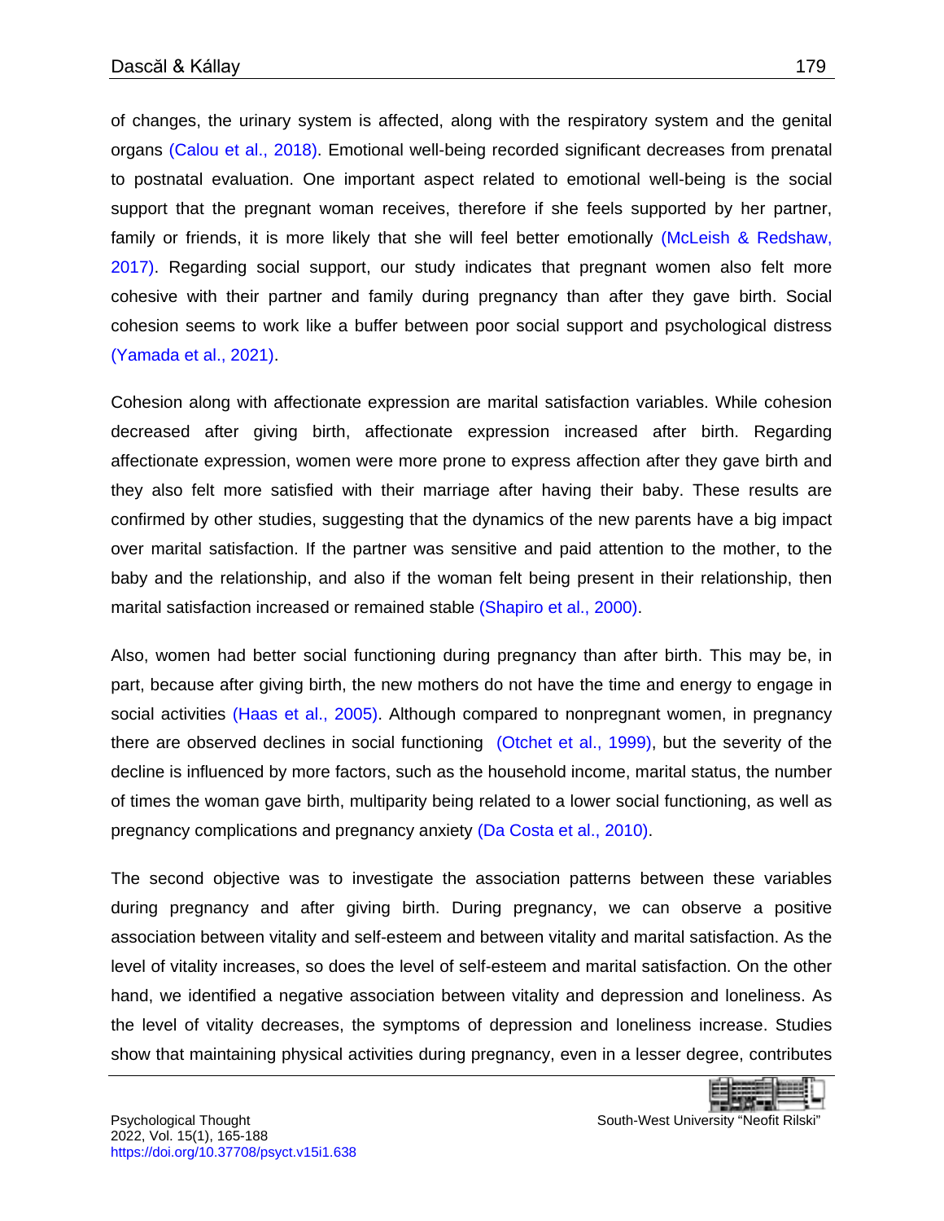of changes, the urinary system is affected, along with the respiratory system and the genital organs (Calou et al., 2018). Emotional well-being recorded significant decreases from prenatal to postnatal evaluation. One important aspect related to emotional well-being is the social support that the pregnant woman receives, therefore if she feels supported by her partner, family or friends, it is more likely that she will feel better emotionally (McLeish & Redshaw, 2017). Regarding social support, our study indicates that pregnant women also felt more cohesive with their partner and family during pregnancy than after they gave birth. Social cohesion seems to work like a buffer between poor social support and psychological distress (Yamada et al., 2021).

Cohesion along with affectionate expression are marital satisfaction variables. While cohesion decreased after giving birth, affectionate expression increased after birth. Regarding affectionate expression, women were more prone to express affection after they gave birth and they also felt more satisfied with their marriage after having their baby. These results are confirmed by other studies, suggesting that the dynamics of the new parents have a big impact over marital satisfaction. If the partner was sensitive and paid attention to the mother, to the baby and the relationship, and also if the woman felt being present in their relationship, then marital satisfaction increased or remained stable (Shapiro et al., 2000).

Also, women had better social functioning during pregnancy than after birth. This may be, in part, because after giving birth, the new mothers do not have the time and energy to engage in social activities (Haas et al., 2005). Although compared to nonpregnant women, in pregnancy there are observed declines in social functioning (Otchet et al., 1999), but the severity of the decline is influenced by more factors, such as the household income, marital status, the number of times the woman gave birth, multiparity being related to a lower social functioning, as well as pregnancy complications and pregnancy anxiety (Da Costa et al., 2010).

The second objective was to investigate the association patterns between these variables during pregnancy and after giving birth. During pregnancy, we can observe a positive association between vitality and self-esteem and between vitality and marital satisfaction. As the level of vitality increases, so does the level of self-esteem and marital satisfaction. On the other hand, we identified a negative association between vitality and depression and loneliness. As the level of vitality decreases, the symptoms of depression and loneliness increase. Studies show that maintaining physical activities during pregnancy, even in a lesser degree, contributes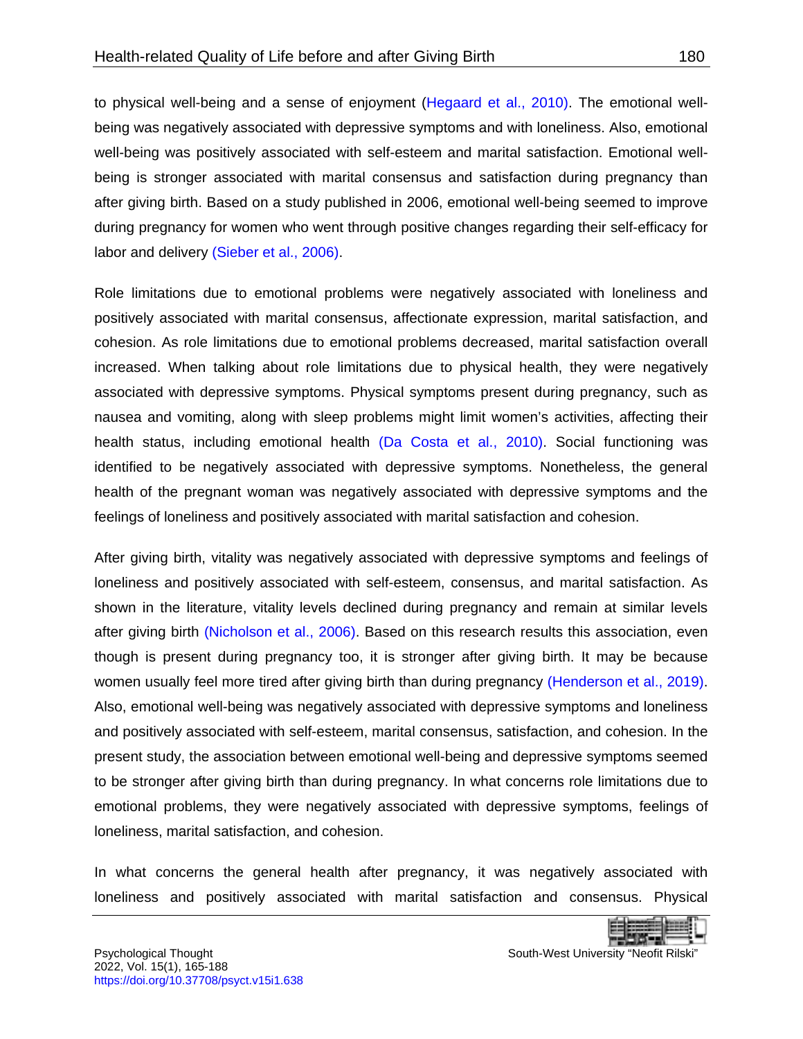to physical well-being and a sense of enjoyment (Hegaard et al., 2010). The emotional well-being was negatively associated with depressive symptoms and with loneliness. Also, emotional well-being was positively associated with self-esteem and marital satisfaction. Emotional well-being is stronger associated with marital consensus and satisfaction during pregnancy than after giving birth. Based on a study published in 2006, emotional well-being seemed to improve during pregnancy for women who went through positive changes regarding their self-efficacy for labor and delivery (Sieber et al., 2006).

Role limitations due to emotional problems were negatively associated with loneliness and positively associated with marital consensus, affectionate expression, marital satisfaction, and cohesion. As role limitations due to emotional problems decreased, marital satisfaction overall increased. When talking about role limitations due to physical health, they were negatively associated with depressive symptoms. Physical symptoms present during pregnancy, such as nausea and vomiting, along with sleep problems might limit women's activities, affecting their health status, including emotional health (Da Costa et al., 2010). Social functioning was identified to be negatively associated with depressive symptoms. Nonetheless, the general health of the pregnant woman was negatively associated with depressive symptoms and the feelings of loneliness and positively associated with marital satisfaction and cohesion.

After giving birth, vitality was negatively associated with depressive symptoms and feelings of loneliness and positively associated with self-esteem, consensus, and marital satisfaction. As shown in the literature, vitality levels declined during pregnancy and remain at similar levels after giving birth (Nicholson et al., 2006). Based on this research results this association, even though is present during pregnancy too, it is stronger after giving birth. It may be because women usually feel more tired after giving birth than during pregnancy (Henderson et al., 2019). Also, emotional well-being was negatively associated with depressive symptoms and loneliness and positively associated with self-esteem, marital consensus, satisfaction, and cohesion. In the present study, the association between emotional well-being and depressive symptoms seemed to be stronger after giving birth than during pregnancy. In what concerns role limitations due to emotional problems, they were negatively associated with depressive symptoms, feelings of loneliness, marital satisfaction, and cohesion.

In what concerns the general health after pregnancy, it was negatively associated with loneliness and positively associated with marital satisfaction and consensus. Physical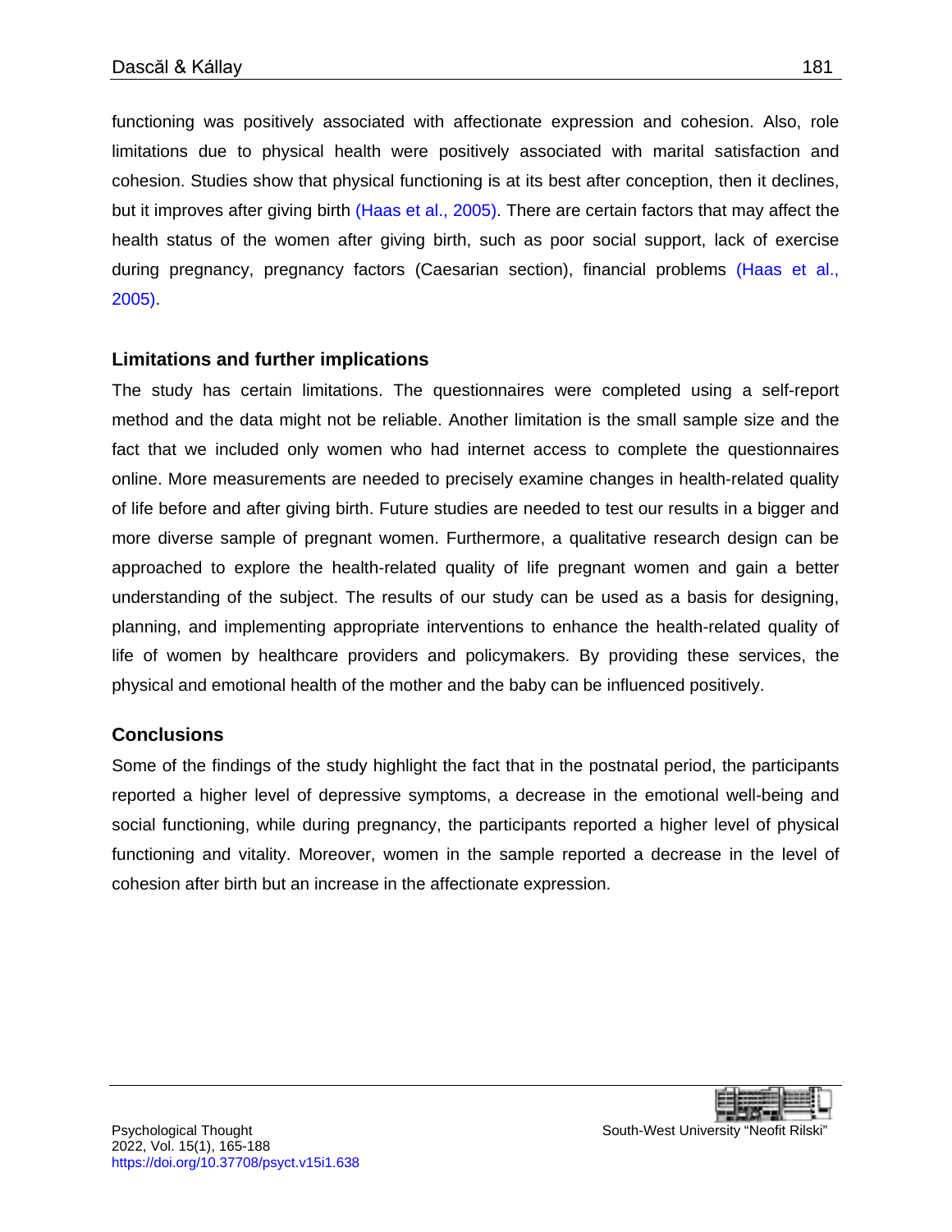functioning was positively associated with affectionate expression and cohesion. Also, role limitations due to physical health were positively associated with marital satisfaction and cohesion. Studies show that physical functioning is at its best after conception, then it declines, but it improves after giving birth (Haas et al., 2005). There are certain factors that may affect the health status of the women after giving birth, such as poor social support, lack of exercise during pregnancy, pregnancy factors (Caesarian section), financial problems (Haas et al., 2005).

## Limitations and further implications

The study has certain limitations. The questionnaires were completed using a self-report method and the data might not be reliable. Another limitation is the small sample size and the fact that we included only women who had internet access to complete the questionnaires online. More measurements are needed to precisely examine changes in health-related quality of life before and after giving birth. Future studies are needed to test our results in a bigger and more diverse sample of pregnant women. Furthermore, a qualitative research design can be approached to explore the health-related quality of life pregnant women and gain a better understanding of the subject. The results of our study can be used as a basis for designing, planning, and implementing appropriate interventions to enhance the health-related quality of life of women by healthcare providers and policymakers. By providing these services, the physical and emotional health of the mother and the baby can be influenced positively.

## Conclusions

Some of the findings of the study highlight the fact that in the postnatal period, the participants reported a higher level of depressive symptoms, a decrease in the emotional well-being and social functioning, while during pregnancy, the participants reported a higher level of physical functioning and vitality. Moreover, women in the sample reported a decrease in the level of cohesion after birth but an increase in the affectionate expression.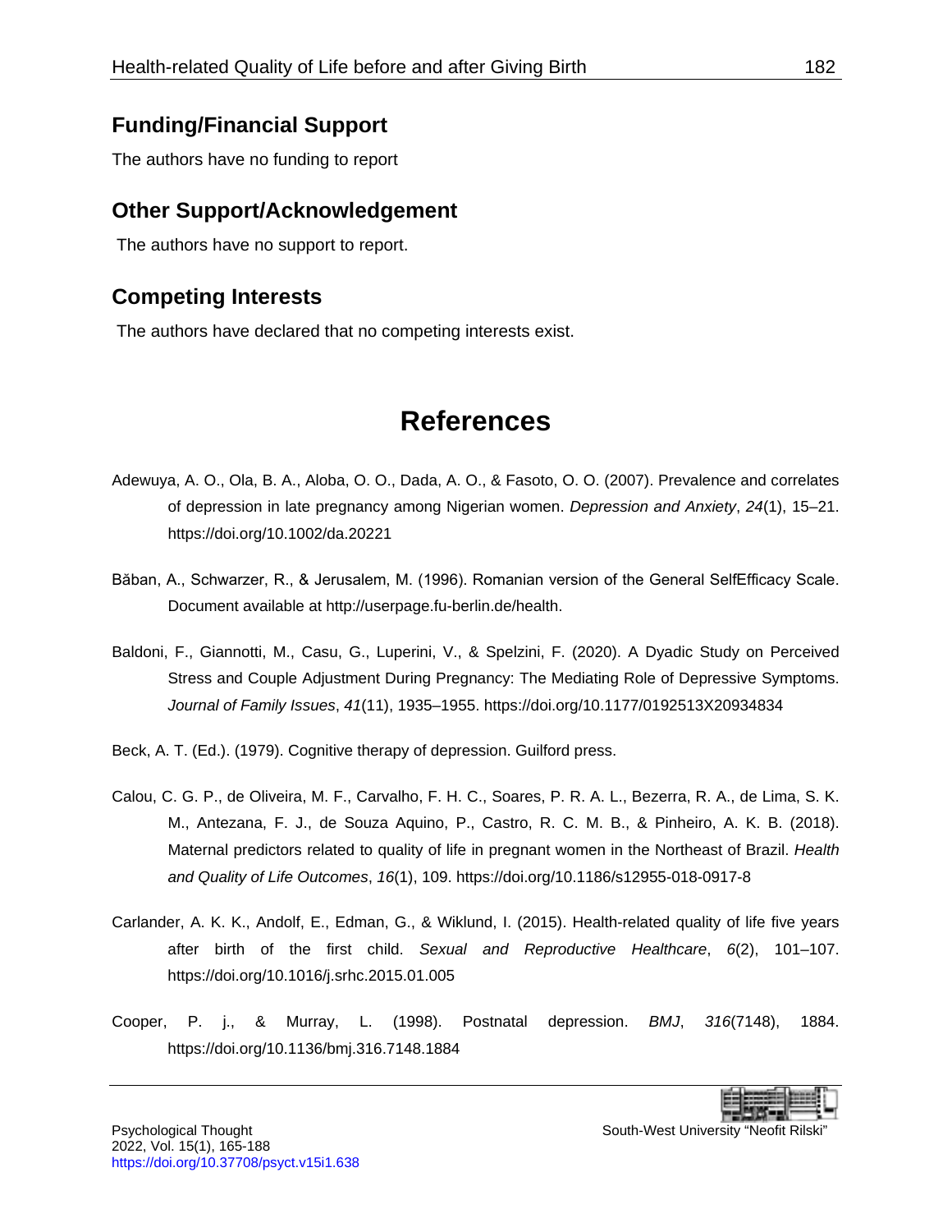## Funding/Financial Support

The authors have no funding to report

## Other Support/Acknowledgement

The authors have no support to report.

## Competing Interests

The authors have declared that no competing interests exist.

# References

Adewuya, A. O., Ola, B. A., Aloba, O. O., Dada, A. O., & Fasoto, O. O. (2007). Prevalence and correlates of depression in late pregnancy among Nigerian women. *Depression and Anxiety*, *24*(1), 15–21. https://doi.org/10.1002/da.20221

Băban, A., Schwarzer, R., & Jerusalem, M. (1996). Romanian version of the General SelfEfficacy Scale. Document available at http://userpage.fu-berlin.de/health.

Baldoni, F., Giannotti, M., Casu, G., Luperini, V., & Spelzini, F. (2020). A Dyadic Study on Perceived Stress and Couple Adjustment During Pregnancy: The Mediating Role of Depressive Symptoms. *Journal of Family Issues*, *41*(11), 1935–1955. https://doi.org/10.1177/0192513X20934834

Beck, A. T. (Ed.). (1979). Cognitive therapy of depression. Guilford press.

Calou, C. G. P., de Oliveira, M. F., Carvalho, F. H. C., Soares, P. R. A. L., Bezerra, R. A., de Lima, S. K. M., Antezana, F. J., de Souza Aquino, P., Castro, R. C. M. B., & Pinheiro, A. K. B. (2018). Maternal predictors related to quality of life in pregnant women in the Northeast of Brazil. *Health and Quality of Life Outcomes*, *16*(1), 109. https://doi.org/10.1186/s12955-018-0917-8

Carlander, A. K. K., Andolf, E., Edman, G., & Wiklund, I. (2015). Health-related quality of life five years after birth of the first child. *Sexual and Reproductive Healthcare*, *6*(2), 101–107. https://doi.org/10.1016/j.srhc.2015.01.005

Cooper, P. j., & Murray, L. (1998). Postnatal depression. *BMJ*, *316*(7148), 1884. https://doi.org/10.1136/bmj.316.7148.1884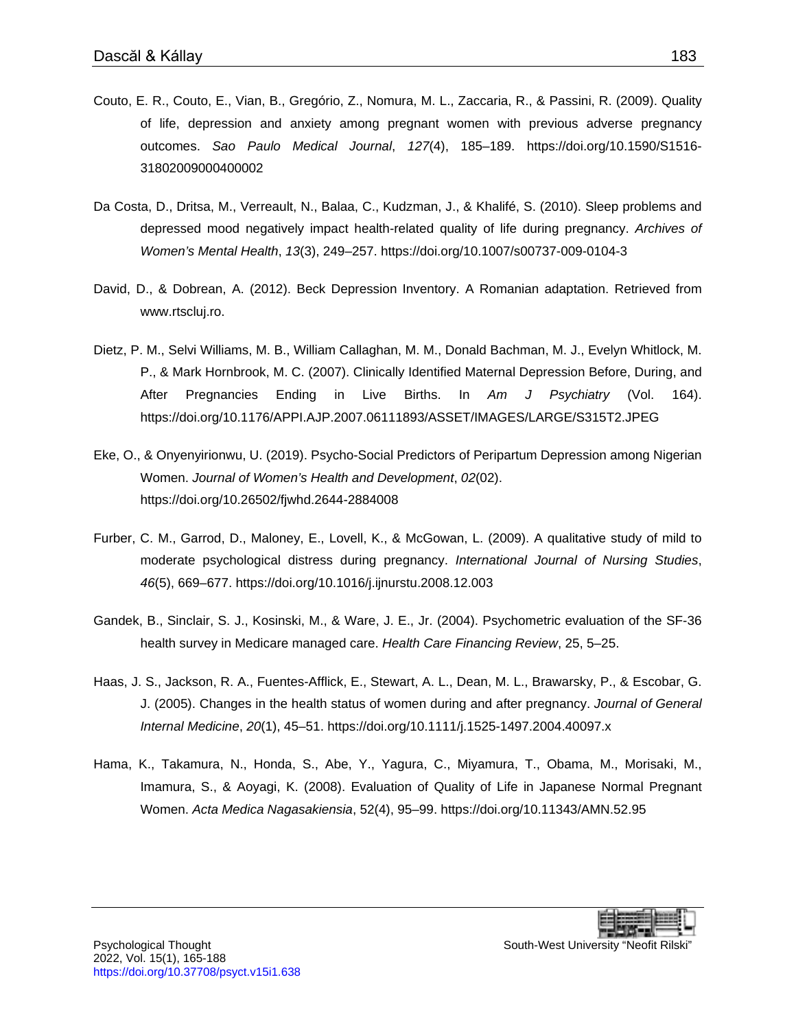Couto, E. R., Couto, E., Vian, B., Gregório, Z., Nomura, M. L., Zaccaria, R., & Passini, R. (2009). Quality of life, depression and anxiety among pregnant women with previous adverse pregnancy outcomes. *Sao Paulo Medical Journal*, *127*(4), 185–189. https://doi.org/10.1590/S1516-31802009000400002

Da Costa, D., Dritsa, M., Verreault, N., Balaa, C., Kudzman, J., & Khalifé, S. (2010). Sleep problems and depressed mood negatively impact health-related quality of life during pregnancy. *Archives of Women's Mental Health*, *13*(3), 249–257. https://doi.org/10.1007/s00737-009-0104-3

David, D., & Dobrean, A. (2012). Beck Depression Inventory. A Romanian adaptation. Retrieved from www.rtscluj.ro.

Dietz, P. M., Selvi Williams, M. B., William Callaghan, M. M., Donald Bachman, M. J., Evelyn Whitlock, M. P., & Mark Hornbrook, M. C. (2007). Clinically Identified Maternal Depression Before, During, and After Pregnancies Ending in Live Births. In *Am J Psychiatry* (Vol. 164). https://doi.org/10.1176/APPI.AJP.2007.06111893/ASSET/IMAGES/LARGE/S315T2.JPEG

Eke, O., & Onyenyirionwu, U. (2019). Psycho-Social Predictors of Peripartum Depression among Nigerian Women. *Journal of Women's Health and Development*, *02*(02). https://doi.org/10.26502/fjwhd.2644-2884008

Furber, C. M., Garrod, D., Maloney, E., Lovell, K., & McGowan, L. (2009). A qualitative study of mild to moderate psychological distress during pregnancy. *International Journal of Nursing Studies*, *46*(5), 669–677. https://doi.org/10.1016/j.ijnurstu.2008.12.003

Gandek, B., Sinclair, S. J., Kosinski, M., & Ware, J. E., Jr. (2004). Psychometric evaluation of the SF-36 health survey in Medicare managed care. *Health Care Financing Review*, 25, 5–25.

Haas, J. S., Jackson, R. A., Fuentes-Afflick, E., Stewart, A. L., Dean, M. L., Brawarsky, P., & Escobar, G. J. (2005). Changes in the health status of women during and after pregnancy. *Journal of General Internal Medicine*, *20*(1), 45–51. https://doi.org/10.1111/j.1525-1497.2004.40097.x

Hama, K., Takamura, N., Honda, S., Abe, Y., Yagura, C., Miyamura, T., Obama, M., Morisaki, M., Imamura, S., & Aoyagi, K. (2008). Evaluation of Quality of Life in Japanese Normal Pregnant Women. *Acta Medica Nagasakiensia*, 52(4), 95–99. https://doi.org/10.11343/AMN.52.95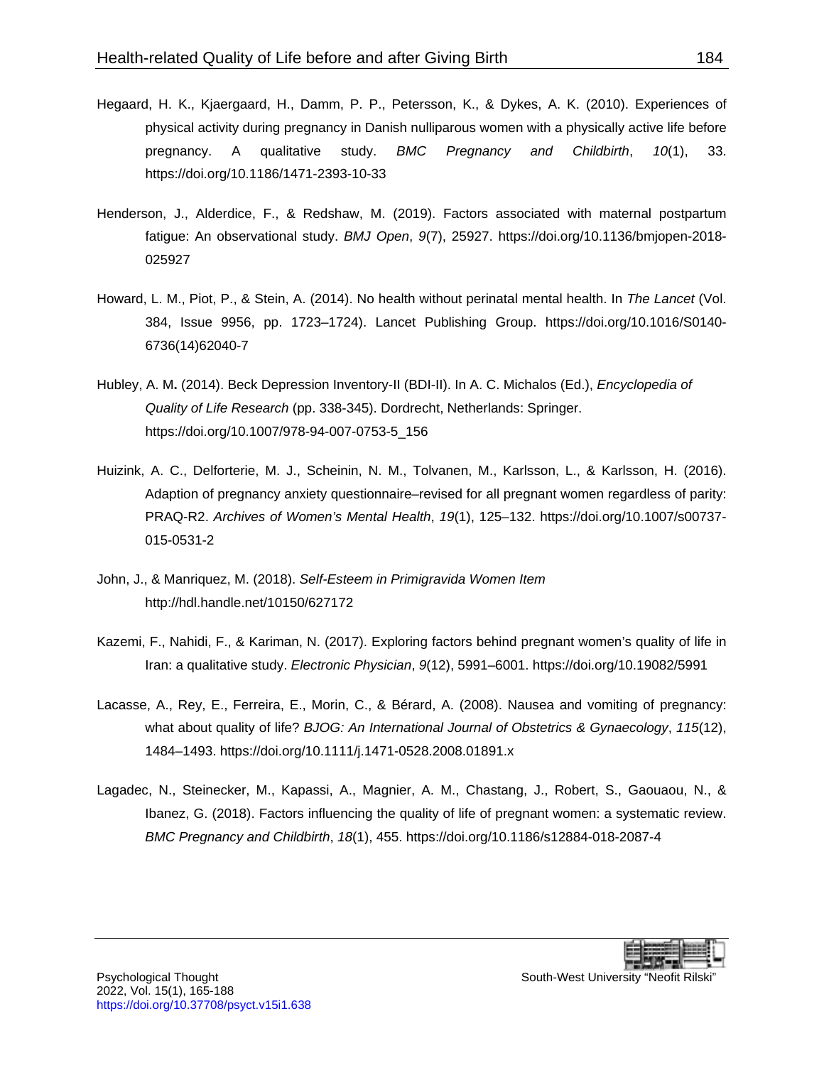Hegaard, H. K., Kjaergaard, H., Damm, P. P., Petersson, K., & Dykes, A. K. (2010). Experiences of physical activity during pregnancy in Danish nulliparous women with a physically active life before pregnancy. A qualitative study. *BMC Pregnancy and Childbirth*, *10*(1), 33. https://doi.org/10.1186/1471-2393-10-33

Henderson, J., Alderdice, F., & Redshaw, M. (2019). Factors associated with maternal postpartum fatigue: An observational study. *BMJ Open*, *9*(7), 25927. https://doi.org/10.1136/bmjopen-2018-025927

Howard, L. M., Piot, P., & Stein, A. (2014). No health without perinatal mental health. In *The Lancet* (Vol. 384, Issue 9956, pp. 1723–1724). Lancet Publishing Group. https://doi.org/10.1016/S0140-6736(14)62040-7

Hubley, A. M**.** (2014). Beck Depression Inventory-II (BDI-II). In A. C. Michalos (Ed.), *Encyclopedia of Quality of Life Research* (pp. 338-345). Dordrecht, Netherlands: Springer. https://doi.org/10.1007/978-94-007-0753-5_156

Huizink, A. C., Delforterie, M. J., Scheinin, N. M., Tolvanen, M., Karlsson, L., & Karlsson, H. (2016). Adaption of pregnancy anxiety questionnaire–revised for all pregnant women regardless of parity: PRAQ-R2. *Archives of Women's Mental Health*, *19*(1), 125–132. https://doi.org/10.1007/s00737-015-0531-2

John, J., & Manriquez, M. (2018). *Self-Esteem in Primigravida Women Item* http://hdl.handle.net/10150/627172

Kazemi, F., Nahidi, F., & Kariman, N. (2017). Exploring factors behind pregnant women's quality of life in Iran: a qualitative study. *Electronic Physician*, *9*(12), 5991–6001. https://doi.org/10.19082/5991

Lacasse, A., Rey, E., Ferreira, E., Morin, C., & Bérard, A. (2008). Nausea and vomiting of pregnancy: what about quality of life? *BJOG: An International Journal of Obstetrics & Gynaecology*, *115*(12), 1484–1493. https://doi.org/10.1111/j.1471-0528.2008.01891.x

Lagadec, N., Steinecker, M., Kapassi, A., Magnier, A. M., Chastang, J., Robert, S., Gaouaou, N., & Ibanez, G. (2018). Factors influencing the quality of life of pregnant women: a systematic review. *BMC Pregnancy and Childbirth*, *18*(1), 455. https://doi.org/10.1186/s12884-018-2087-4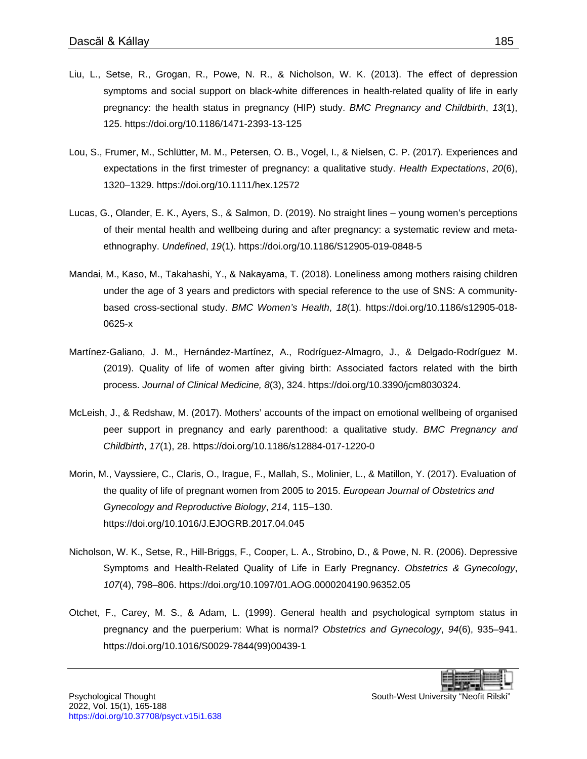Liu, L., Setse, R., Grogan, R., Powe, N. R., & Nicholson, W. K. (2013). The effect of depression symptoms and social support on black-white differences in health-related quality of life in early pregnancy: the health status in pregnancy (HIP) study. *BMC Pregnancy and Childbirth*, *13*(1), 125. https://doi.org/10.1186/1471-2393-13-125

Lou, S., Frumer, M., Schlütter, M. M., Petersen, O. B., Vogel, I., & Nielsen, C. P. (2017). Experiences and expectations in the first trimester of pregnancy: a qualitative study. *Health Expectations*, *20*(6), 1320–1329. https://doi.org/10.1111/hex.12572

Lucas, G., Olander, E. K., Ayers, S., & Salmon, D. (2019). No straight lines – young women's perceptions of their mental health and wellbeing during and after pregnancy: a systematic review and meta-ethnography. *Undefined*, *19*(1). https://doi.org/10.1186/S12905-019-0848-5

Mandai, M., Kaso, M., Takahashi, Y., & Nakayama, T. (2018). Loneliness among mothers raising children under the age of 3 years and predictors with special reference to the use of SNS: A community-based cross-sectional study. *BMC Women's Health*, *18*(1). https://doi.org/10.1186/s12905-018-0625-x

Martínez-Galiano, J. M., Hernández-Martínez, A., Rodríguez-Almagro, J., & Delgado-Rodríguez M. (2019). Quality of life of women after giving birth: Associated factors related with the birth process. *Journal of Clinical Medicine, 8*(3), 324. https://doi.org/10.3390/jcm8030324.

McLeish, J., & Redshaw, M. (2017). Mothers' accounts of the impact on emotional wellbeing of organised peer support in pregnancy and early parenthood: a qualitative study. *BMC Pregnancy and Childbirth*, *17*(1), 28. https://doi.org/10.1186/s12884-017-1220-0

Morin, M., Vayssiere, C., Claris, O., Irague, F., Mallah, S., Molinier, L., & Matillon, Y. (2017). Evaluation of the quality of life of pregnant women from 2005 to 2015. *European Journal of Obstetrics and Gynecology and Reproductive Biology*, *214*, 115–130. https://doi.org/10.1016/J.EJOGRB.2017.04.045

Nicholson, W. K., Setse, R., Hill-Briggs, F., Cooper, L. A., Strobino, D., & Powe, N. R. (2006). Depressive Symptoms and Health-Related Quality of Life in Early Pregnancy. *Obstetrics & Gynecology*, *107*(4), 798–806. https://doi.org/10.1097/01.AOG.0000204190.96352.05

Otchet, F., Carey, M. S., & Adam, L. (1999). General health and psychological symptom status in pregnancy and the puerperium: What is normal? *Obstetrics and Gynecology*, *94*(6), 935–941. https://doi.org/10.1016/S0029-7844(99)00439-1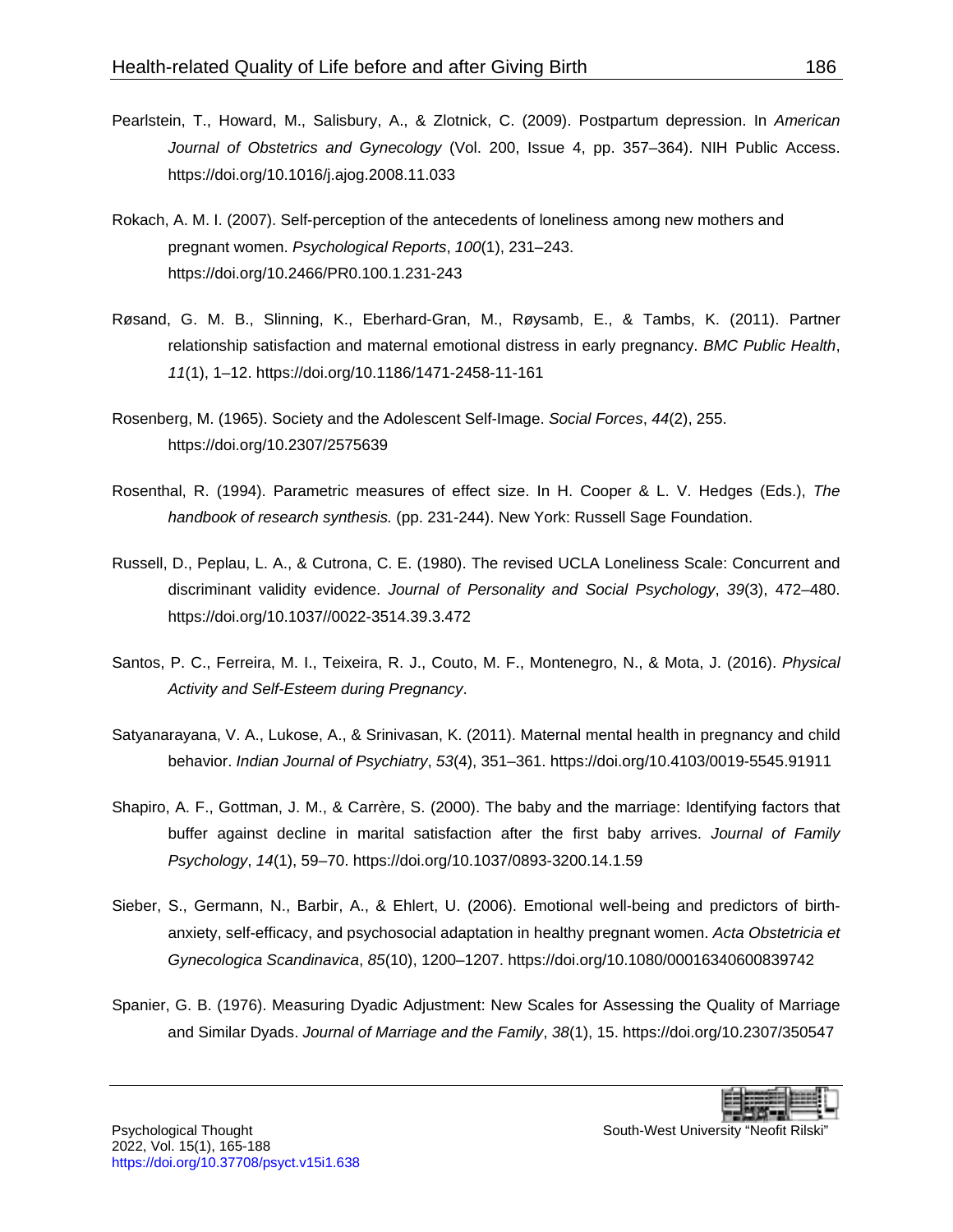Pearlstein, T., Howard, M., Salisbury, A., & Zlotnick, C. (2009). Postpartum depression. In *American Journal of Obstetrics and Gynecology* (Vol. 200, Issue 4, pp. 357–364). NIH Public Access. https://doi.org/10.1016/j.ajog.2008.11.033

Rokach, A. M. I. (2007). Self-perception of the antecedents of loneliness among new mothers and pregnant women. *Psychological Reports*, *100*(1), 231–243. https://doi.org/10.2466/PR0.100.1.231-243

Røsand, G. M. B., Slinning, K., Eberhard-Gran, M., Røysamb, E., & Tambs, K. (2011). Partner relationship satisfaction and maternal emotional distress in early pregnancy. *BMC Public Health*, *11*(1), 1–12. https://doi.org/10.1186/1471-2458-11-161

Rosenberg, M. (1965). Society and the Adolescent Self-Image. *Social Forces*, *44*(2), 255. https://doi.org/10.2307/2575639

Rosenthal, R. (1994). Parametric measures of effect size. In H. Cooper & L. V. Hedges (Eds.), *The handbook of research synthesis.* (pp. 231-244). New York: Russell Sage Foundation.

Russell, D., Peplau, L. A., & Cutrona, C. E. (1980). The revised UCLA Loneliness Scale: Concurrent and discriminant validity evidence. *Journal of Personality and Social Psychology*, *39*(3), 472–480. https://doi.org/10.1037//0022-3514.39.3.472

Santos, P. C., Ferreira, M. I., Teixeira, R. J., Couto, M. F., Montenegro, N., & Mota, J. (2016). *Physical Activity and Self-Esteem during Pregnancy*.

Satyanarayana, V. A., Lukose, A., & Srinivasan, K. (2011). Maternal mental health in pregnancy and child behavior. *Indian Journal of Psychiatry*, *53*(4), 351–361. https://doi.org/10.4103/0019-5545.91911

Shapiro, A. F., Gottman, J. M., & Carrère, S. (2000). The baby and the marriage: Identifying factors that buffer against decline in marital satisfaction after the first baby arrives. *Journal of Family Psychology*, *14*(1), 59–70. https://doi.org/10.1037/0893-3200.14.1.59

Sieber, S., Germann, N., Barbir, A., & Ehlert, U. (2006). Emotional well-being and predictors of birth-anxiety, self-efficacy, and psychosocial adaptation in healthy pregnant women. *Acta Obstetricia et Gynecologica Scandinavica*, *85*(10), 1200–1207. https://doi.org/10.1080/00016340600839742

Spanier, G. B. (1976). Measuring Dyadic Adjustment: New Scales for Assessing the Quality of Marriage and Similar Dyads. *Journal of Marriage and the Family*, *38*(1), 15. https://doi.org/10.2307/350547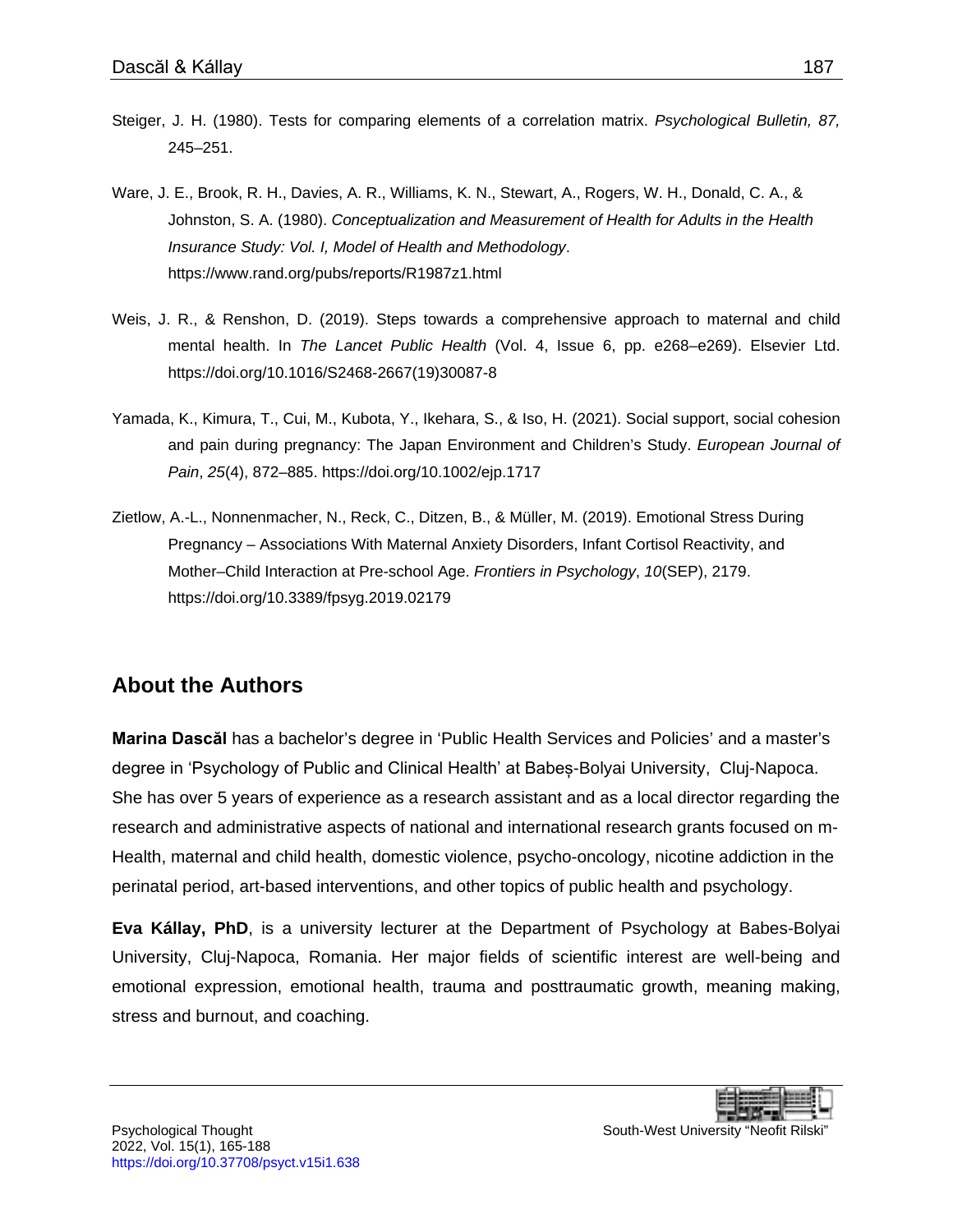Steiger, J. H. (1980). Tests for comparing elements of a correlation matrix. *Psychological Bulletin, 87,* 245–251.

Ware, J. E., Brook, R. H., Davies, A. R., Williams, K. N., Stewart, A., Rogers, W. H., Donald, C. A., & Johnston, S. A. (1980). *Conceptualization and Measurement of Health for Adults in the Health Insurance Study: Vol. I, Model of Health and Methodology*. https://www.rand.org/pubs/reports/R1987z1.html

Weis, J. R., & Renshon, D. (2019). Steps towards a comprehensive approach to maternal and child mental health. In *The Lancet Public Health* (Vol. 4, Issue 6, pp. e268–e269). Elsevier Ltd. https://doi.org/10.1016/S2468-2667(19)30087-8

Yamada, K., Kimura, T., Cui, M., Kubota, Y., Ikehara, S., & Iso, H. (2021). Social support, social cohesion and pain during pregnancy: The Japan Environment and Children's Study. *European Journal of Pain*, *25*(4), 872–885. https://doi.org/10.1002/ejp.1717

Zietlow, A.-L., Nonnenmacher, N., Reck, C., Ditzen, B., & Müller, M. (2019). Emotional Stress During Pregnancy – Associations With Maternal Anxiety Disorders, Infant Cortisol Reactivity, and Mother–Child Interaction at Pre-school Age. *Frontiers in Psychology*, *10*(SEP), 2179. https://doi.org/10.3389/fpsyg.2019.02179

## About the Authors

**Marina Dascăl** has a bachelor's degree in 'Public Health Services and Policies' and a master's degree in 'Psychology of Public and Clinical Health' at Babeș-Bolyai University, Cluj-Napoca. She has over 5 years of experience as a research assistant and as a local director regarding the research and administrative aspects of national and international research grants focused on m-Health, maternal and child health, domestic violence, psycho-oncology, nicotine addiction in the perinatal period, art-based interventions, and other topics of public health and psychology.

**Eva Kállay, PhD**, is a university lecturer at the Department of Psychology at Babes-Bolyai University, Cluj-Napoca, Romania. Her major fields of scientific interest are well-being and emotional expression, emotional health, trauma and posttraumatic growth, meaning making, stress and burnout, and coaching.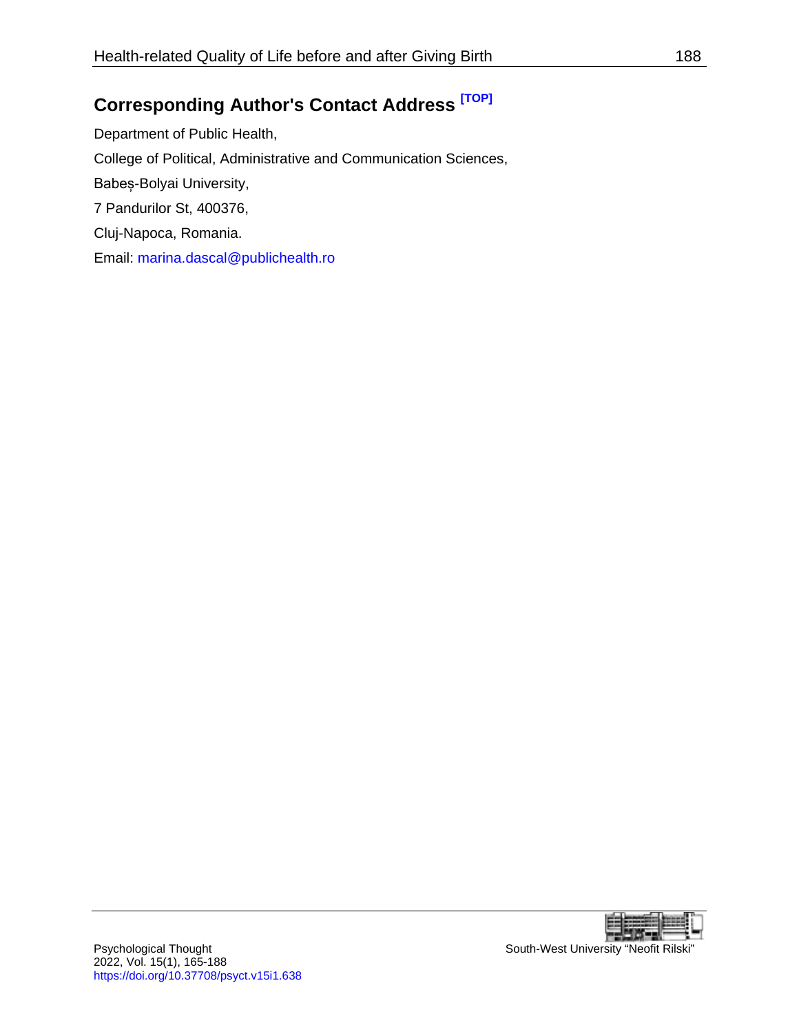## Corresponding Author's Contact Address [TOP]

Department of Public Health,

College of Political, Administrative and Communication Sciences,

Babeș-Bolyai University,

7 Pandurilor St, 400376,

Cluj-Napoca, Romania.

Email: marina.dascal@publichealth.ro